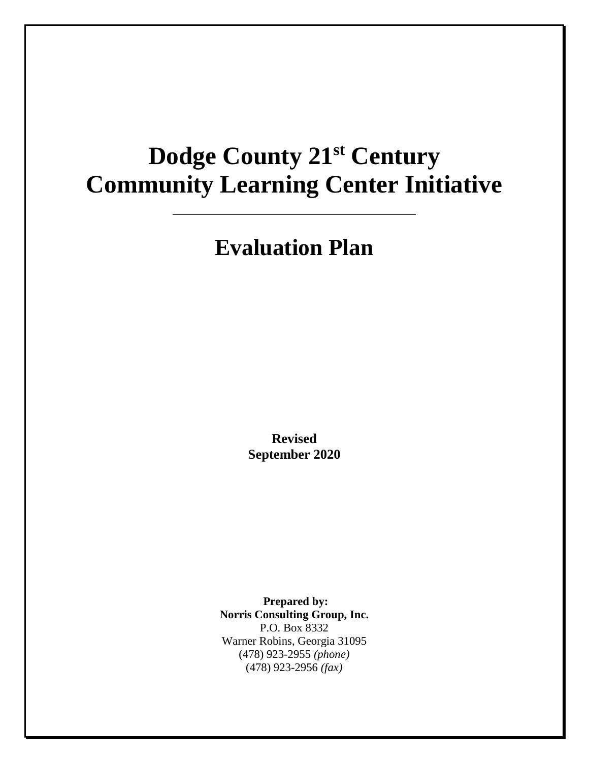# Dodge County 21st Century Community Learning Center Initiative

---

# Evaluation Plan

**Revised**
**September 2020**

**Prepared by:**
**Norris Consulting Group, Inc.**
P.O. Box 8332
Warner Robins, Georgia 31095
(478) 923-2955 *(phone)*
(478) 923-2956 *(fax)*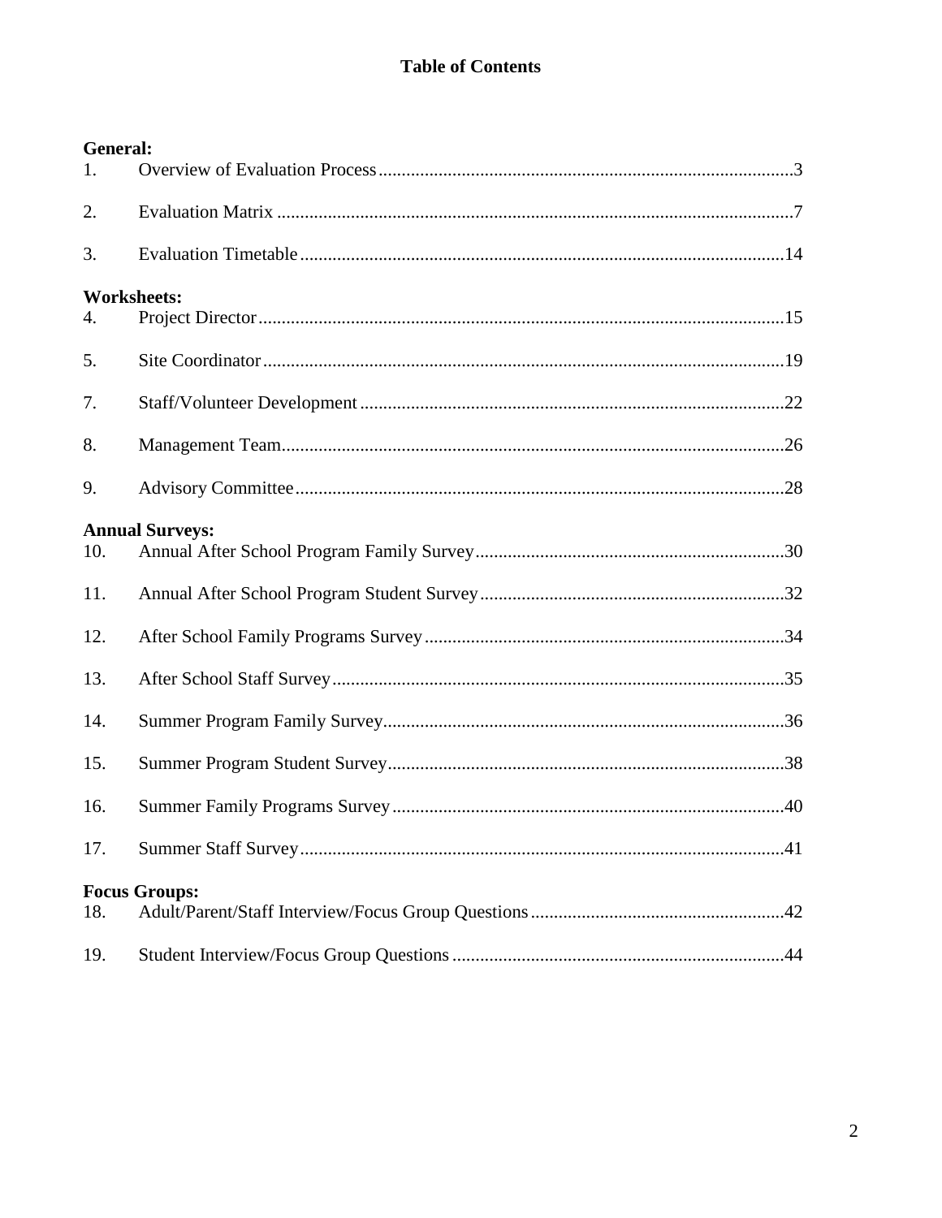# Table of Contents

**General:**

1. Overview of Evaluation Process ......................................................................................3
2. Evaluation Matrix .............................................................................................................7
3. Evaluation Timetable .......................................................................................................14

**Worksheets:**

4. Project Director ...............................................................................................................15
5. Site Coordinator ..............................................................................................................19
7. Staff/Volunteer Development ..........................................................................................22
8. Management Team ..........................................................................................................26
9. Advisory Committee .......................................................................................................28

**Annual Surveys:**

10. Annual After School Program Family Survey .................................................................30
11. Annual After School Program Student Survey ................................................................32
12. After School Family Programs Survey ............................................................................34
13. After School Staff Survey ...............................................................................................35
14. Summer Program Family Survey .....................................................................................36
15. Summer Program Student Survey ...................................................................................38
16. Summer Family Programs Survey ...................................................................................40
17. Summer Staff Survey ......................................................................................................41

**Focus Groups:**

18. Adult/Parent/Staff Interview/Focus Group Questions .....................................................42
19. Student Interview/Focus Group Questions .....................................................................44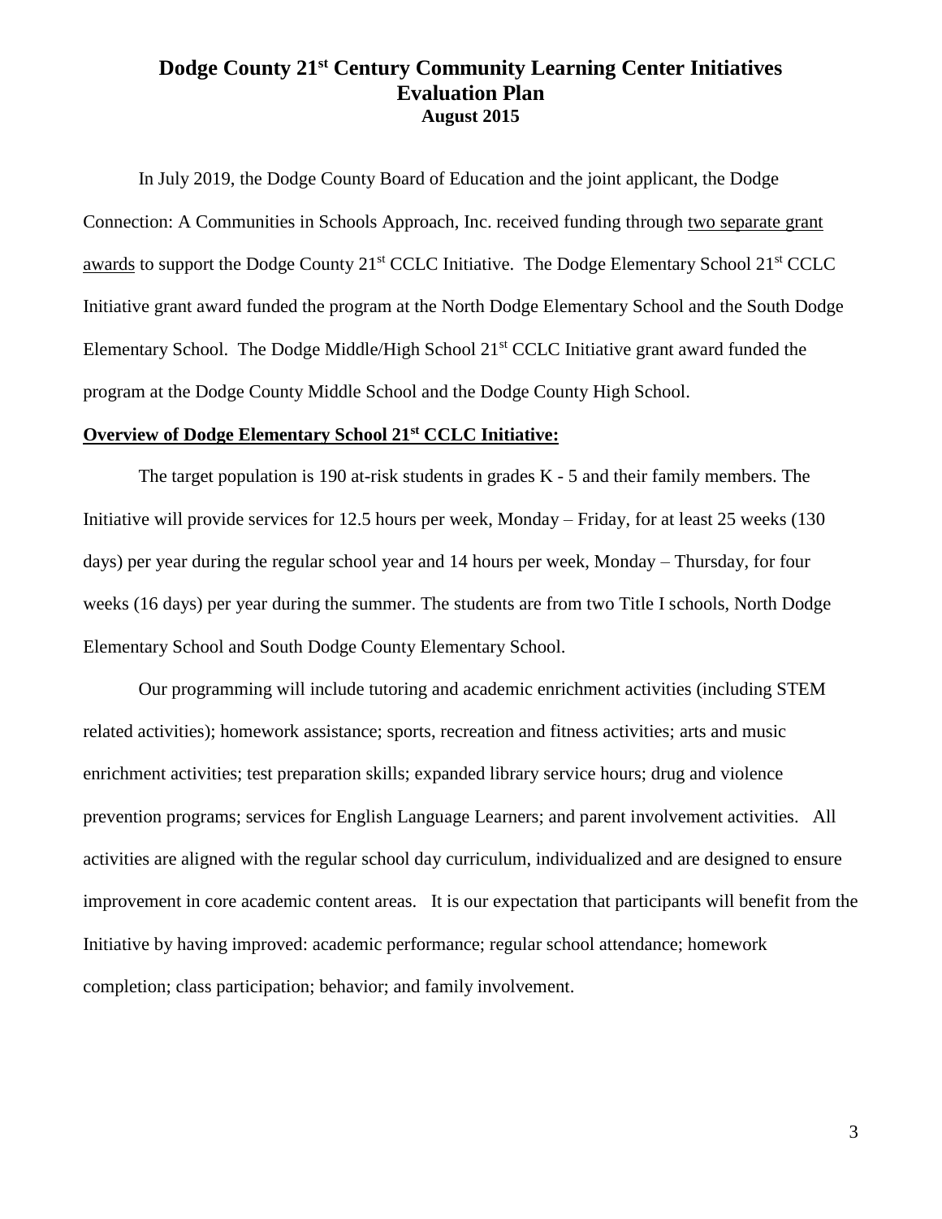# Dodge County 21st Century Community Learning Center Initiatives
## Evaluation Plan
### August 2015

In July 2019, the Dodge County Board of Education and the joint applicant, the Dodge Connection: A Communities in Schools Approach, Inc. received funding through <u>two separate grant awards</u> to support the Dodge County 21st CCLC Initiative. The Dodge Elementary School 21st CCLC Initiative grant award funded the program at the North Dodge Elementary School and the South Dodge Elementary School. The Dodge Middle/High School 21st CCLC Initiative grant award funded the program at the Dodge County Middle School and the Dodge County High School.

**<u>Overview of Dodge Elementary School 21st CCLC Initiative:</u>**

The target population is 190 at-risk students in grades K - 5 and their family members. The Initiative will provide services for 12.5 hours per week, Monday – Friday, for at least 25 weeks (130 days) per year during the regular school year and 14 hours per week, Monday – Thursday, for four weeks (16 days) per year during the summer. The students are from two Title I schools, North Dodge Elementary School and South Dodge County Elementary School.

Our programming will include tutoring and academic enrichment activities (including STEM related activities); homework assistance; sports, recreation and fitness activities; arts and music enrichment activities; test preparation skills; expanded library service hours; drug and violence prevention programs; services for English Language Learners; and parent involvement activities. All activities are aligned with the regular school day curriculum, individualized and are designed to ensure improvement in core academic content areas. It is our expectation that participants will benefit from the Initiative by having improved: academic performance; regular school attendance; homework completion; class participation; behavior; and family involvement.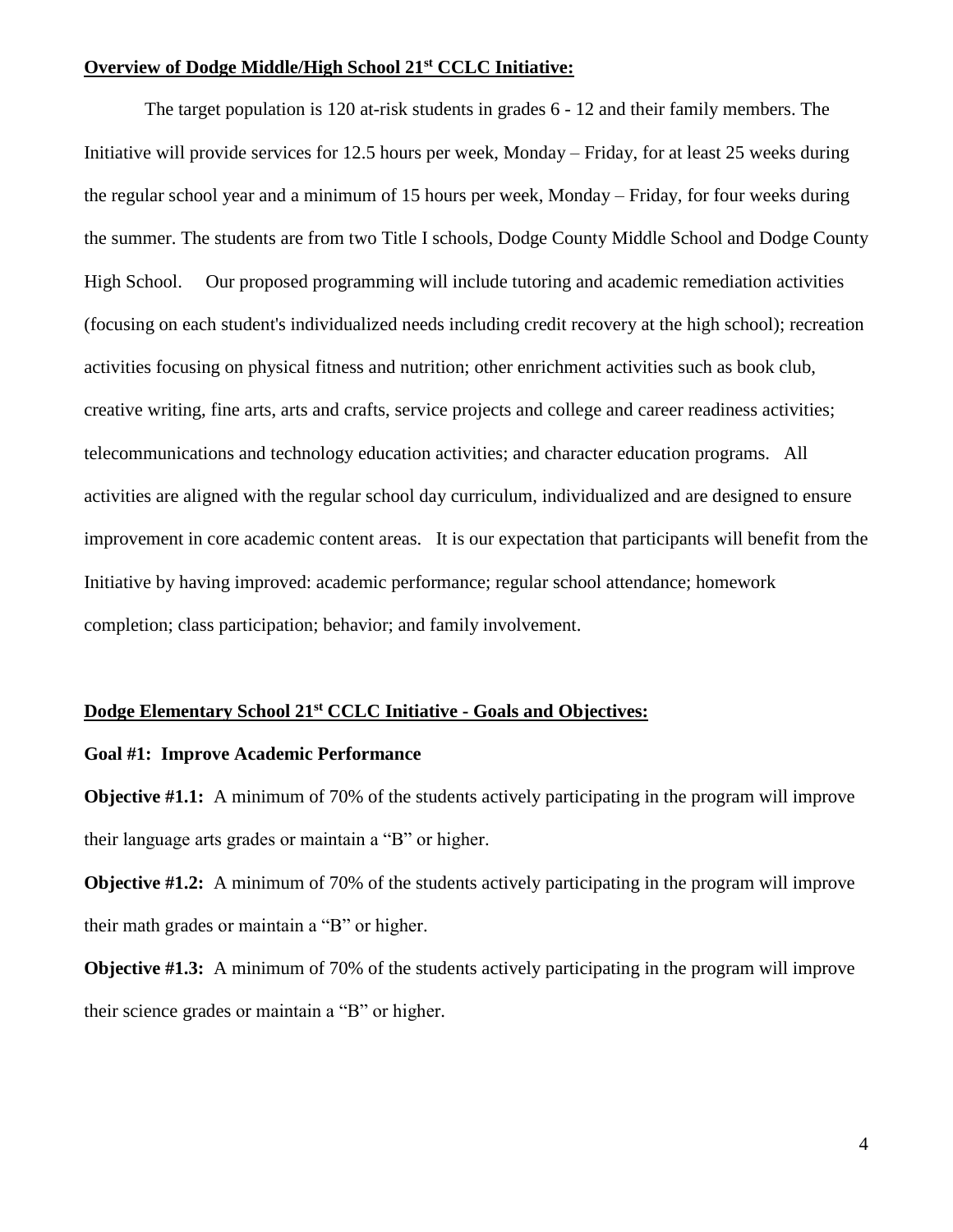**Overview of Dodge Middle/High School 21st CCLC Initiative:**

The target population is 120 at-risk students in grades 6 - 12 and their family members. The Initiative will provide services for 12.5 hours per week, Monday – Friday, for at least 25 weeks during the regular school year and a minimum of 15 hours per week, Monday – Friday, for four weeks during the summer. The students are from two Title I schools, Dodge County Middle School and Dodge County High School. Our proposed programming will include tutoring and academic remediation activities (focusing on each student's individualized needs including credit recovery at the high school); recreation activities focusing on physical fitness and nutrition; other enrichment activities such as book club, creative writing, fine arts, arts and crafts, service projects and college and career readiness activities; telecommunications and technology education activities; and character education programs. All activities are aligned with the regular school day curriculum, individualized and are designed to ensure improvement in core academic content areas. It is our expectation that participants will benefit from the Initiative by having improved: academic performance; regular school attendance; homework completion; class participation; behavior; and family involvement.

**Dodge Elementary School 21st CCLC Initiative - Goals and Objectives:**

**Goal #1: Improve Academic Performance**

**Objective #1.1:** A minimum of 70% of the students actively participating in the program will improve their language arts grades or maintain a "B" or higher.

**Objective #1.2:** A minimum of 70% of the students actively participating in the program will improve their math grades or maintain a "B" or higher.

**Objective #1.3:** A minimum of 70% of the students actively participating in the program will improve their science grades or maintain a "B" or higher.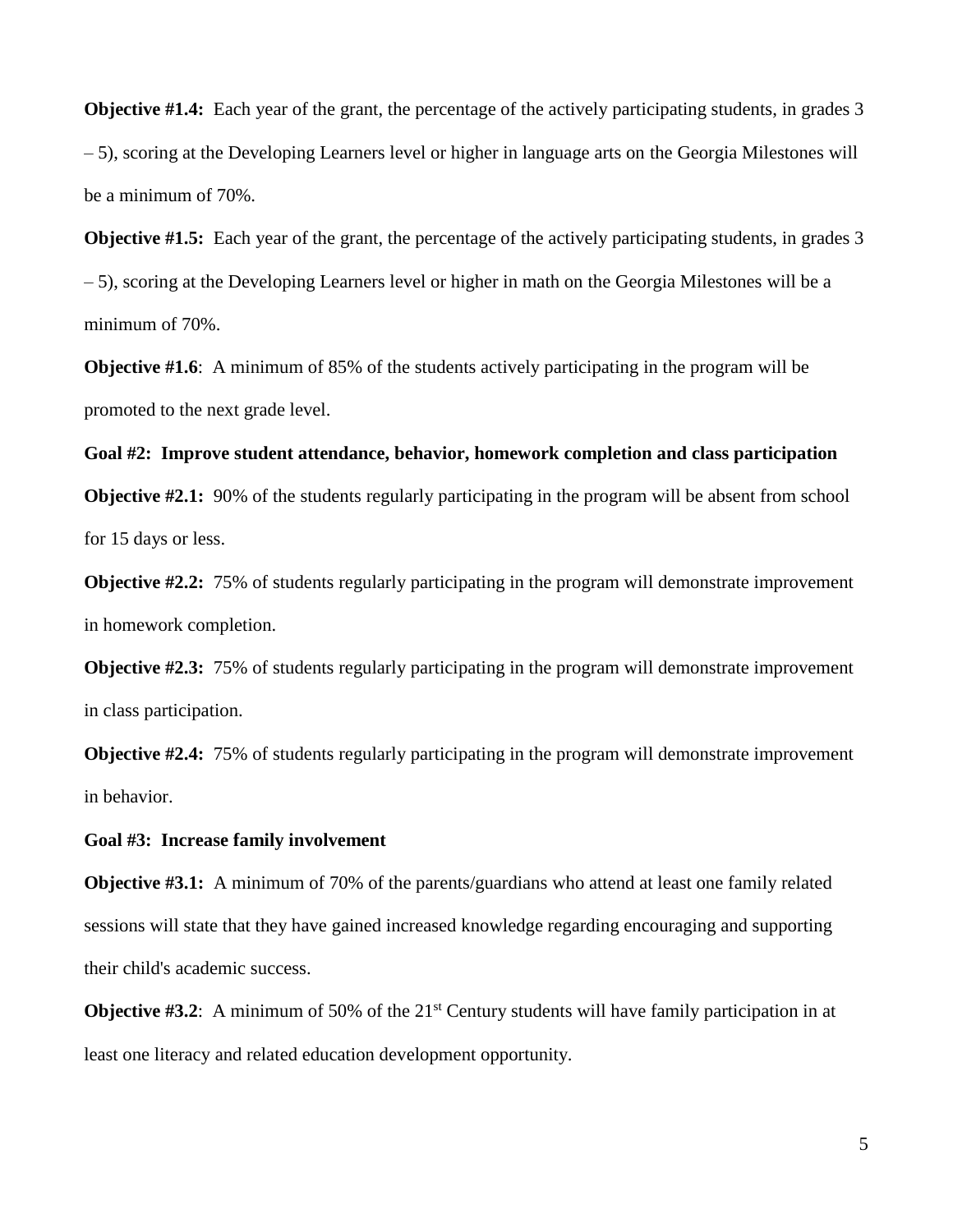**Objective #1.4:** Each year of the grant, the percentage of the actively participating students, in grades 3 – 5), scoring at the Developing Learners level or higher in language arts on the Georgia Milestones will be a minimum of 70%.

**Objective #1.5:** Each year of the grant, the percentage of the actively participating students, in grades 3 – 5), scoring at the Developing Learners level or higher in math on the Georgia Milestones will be a minimum of 70%.

**Objective #1.6**: A minimum of 85% of the students actively participating in the program will be promoted to the next grade level.

**Goal #2: Improve student attendance, behavior, homework completion and class participation**

**Objective #2.1:** 90% of the students regularly participating in the program will be absent from school for 15 days or less.

**Objective #2.2:** 75% of students regularly participating in the program will demonstrate improvement in homework completion.

**Objective #2.3:** 75% of students regularly participating in the program will demonstrate improvement in class participation.

**Objective #2.4:** 75% of students regularly participating in the program will demonstrate improvement in behavior.

**Goal #3: Increase family involvement**

**Objective #3.1:** A minimum of 70% of the parents/guardians who attend at least one family related sessions will state that they have gained increased knowledge regarding encouraging and supporting their child's academic success.

**Objective #3.2**: A minimum of 50% of the 21st Century students will have family participation in at least one literacy and related education development opportunity.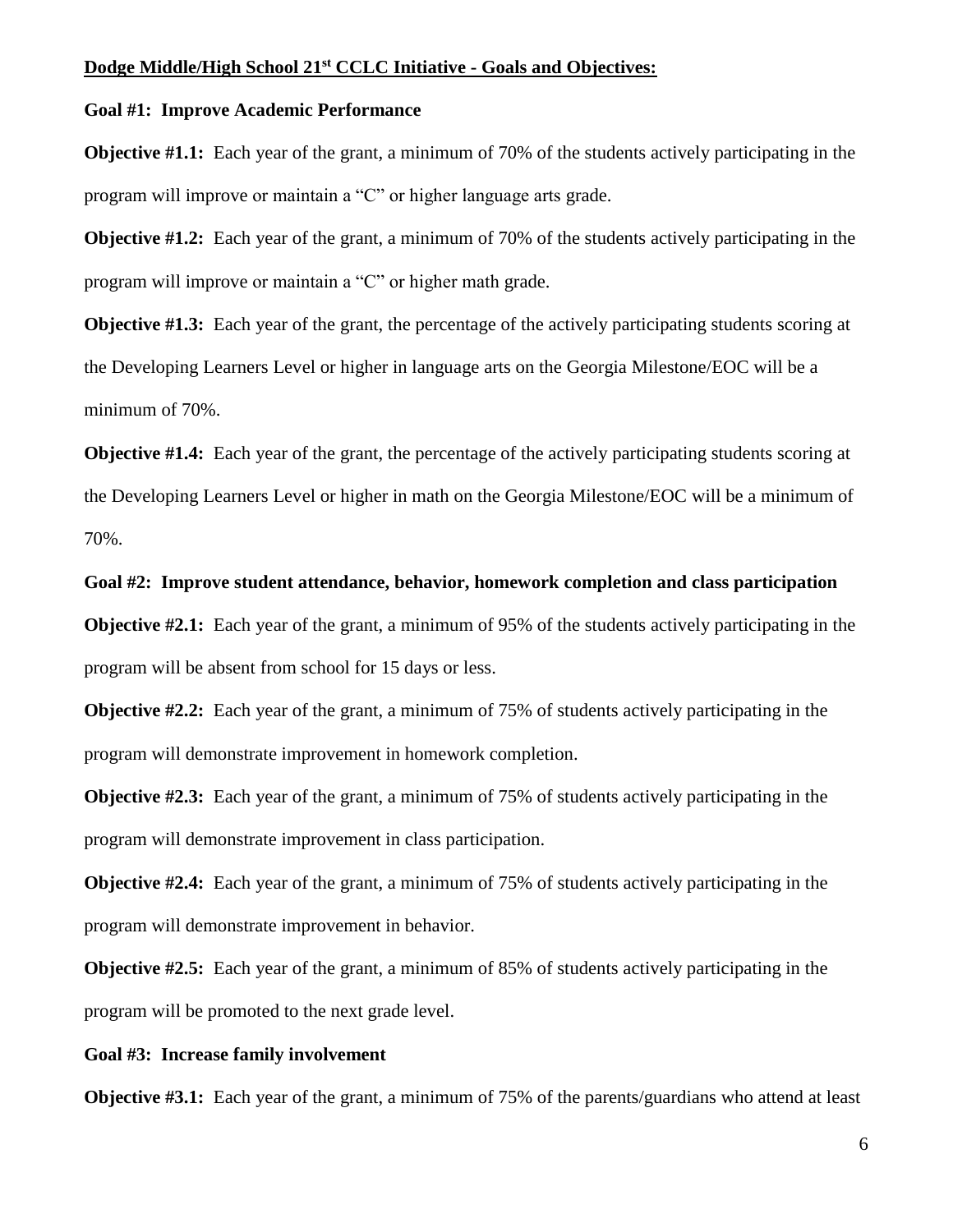**Dodge Middle/High School 21st CCLC Initiative - Goals and Objectives:**

**Goal #1: Improve Academic Performance**

**Objective #1.1:** Each year of the grant, a minimum of 70% of the students actively participating in the program will improve or maintain a "C" or higher language arts grade.

**Objective #1.2:** Each year of the grant, a minimum of 70% of the students actively participating in the program will improve or maintain a "C" or higher math grade.

**Objective #1.3:** Each year of the grant, the percentage of the actively participating students scoring at the Developing Learners Level or higher in language arts on the Georgia Milestone/EOC will be a minimum of 70%.

**Objective #1.4:** Each year of the grant, the percentage of the actively participating students scoring at the Developing Learners Level or higher in math on the Georgia Milestone/EOC will be a minimum of 70%.

**Goal #2: Improve student attendance, behavior, homework completion and class participation**

**Objective #2.1:** Each year of the grant, a minimum of 95% of the students actively participating in the program will be absent from school for 15 days or less.

**Objective #2.2:** Each year of the grant, a minimum of 75% of students actively participating in the program will demonstrate improvement in homework completion.

**Objective #2.3:** Each year of the grant, a minimum of 75% of students actively participating in the program will demonstrate improvement in class participation.

**Objective #2.4:** Each year of the grant, a minimum of 75% of students actively participating in the program will demonstrate improvement in behavior.

**Objective #2.5:** Each year of the grant, a minimum of 85% of students actively participating in the program will be promoted to the next grade level.

**Goal #3: Increase family involvement**

**Objective #3.1:** Each year of the grant, a minimum of 75% of the parents/guardians who attend at least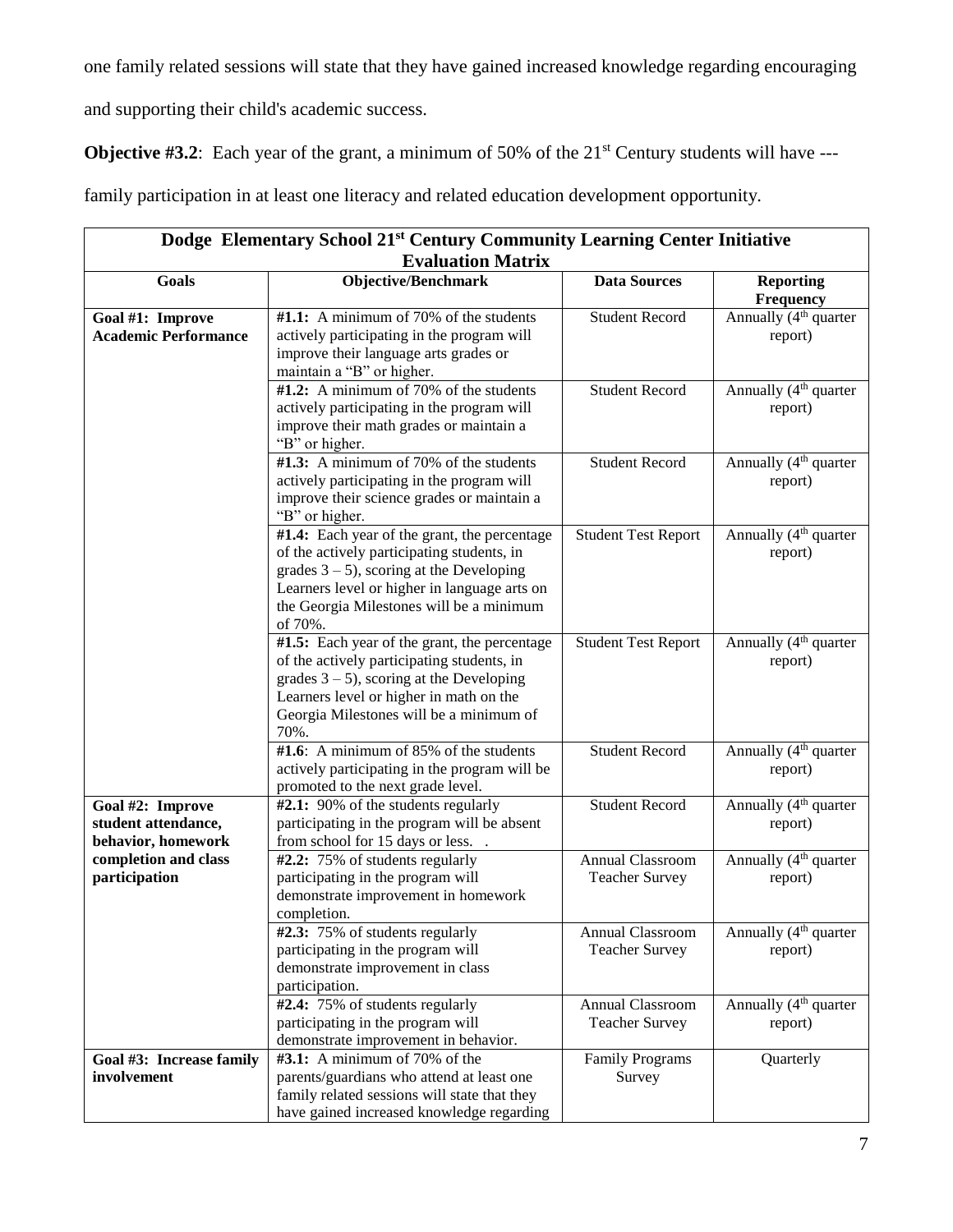one family related sessions will state that they have gained increased knowledge regarding encouraging and supporting their child's academic success.

**Objective #3.2**: Each year of the grant, a minimum of 50% of the 21st Century students will have --- family participation in at least one literacy and related education development opportunity.

| Dodge Elementary School 21st Century Community Learning Center Initiative Evaluation Matrix | | | |
|---|---|---|---|
| **Goals** | **Objective/Benchmark** | **Data Sources** | **Reporting Frequency** |
| **Goal #1: Improve Academic Performance** | **#1.1:** A minimum of 70% of the students actively participating in the program will improve their language arts grades or maintain a "B" or higher. | Student Record | Annually (4th quarter report) |
| | **#1.2:** A minimum of 70% of the students actively participating in the program will improve their math grades or maintain a "B" or higher. | Student Record | Annually (4th quarter report) |
| | **#1.3:** A minimum of 70% of the students actively participating in the program will improve their science grades or maintain a "B" or higher. | Student Record | Annually (4th quarter report) |
| | **#1.4:** Each year of the grant, the percentage of the actively participating students, in grades 3 – 5), scoring at the Developing Learners level or higher in language arts on the Georgia Milestones will be a minimum of 70%. | Student Test Report | Annually (4th quarter report) |
| | **#1.5:** Each year of the grant, the percentage of the actively participating students, in grades 3 – 5), scoring at the Developing Learners level or higher in math on the Georgia Milestones will be a minimum of 70%. | Student Test Report | Annually (4th quarter report) |
| | **#1.6**: A minimum of 85% of the students actively participating in the program will be promoted to the next grade level. | Student Record | Annually (4th quarter report) |
| **Goal #2: Improve student attendance, behavior, homework completion and class participation** | **#2.1:** 90% of the students regularly participating in the program will be absent from school for 15 days or less. . | Student Record | Annually (4th quarter report) |
| | **#2.2:** 75% of students regularly participating in the program will demonstrate improvement in homework completion. | Annual Classroom Teacher Survey | Annually (4th quarter report) |
| | **#2.3:** 75% of students regularly participating in the program will demonstrate improvement in class participation. | Annual Classroom Teacher Survey | Annually (4th quarter report) |
| | **#2.4:** 75% of students regularly participating in the program will demonstrate improvement in behavior. | Annual Classroom Teacher Survey | Annually (4th quarter report) |
| **Goal #3: Increase family involvement** | **#3.1:** A minimum of 70% of the parents/guardians who attend at least one family related sessions will state that they have gained increased knowledge regarding | Family Programs Survey | Quarterly |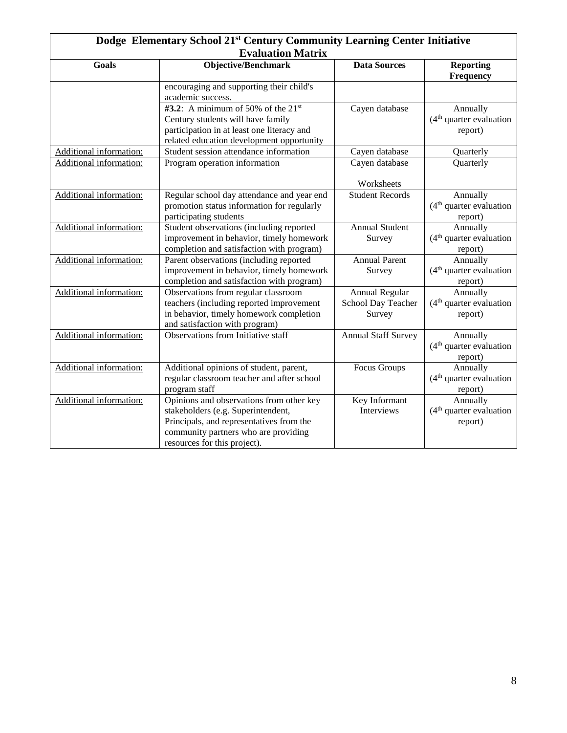| Dodge Elementary School 21st Century Community Learning Center Initiative Evaluation Matrix | | | |
|---|---|---|---|
| **Goals** | **Objective/Benchmark** | **Data Sources** | **Reporting Frequency** |
| | encouraging and supporting their child's academic success. | | |
| | **#3.2**: A minimum of 50% of the 21st Century students will have family participation in at least one literacy and related education development opportunity | Cayen database | Annually (4th quarter evaluation report) |
| Additional information: | Student session attendance information | Cayen database | Quarterly |
| Additional information: | Program operation information | Cayen database<br><br>Worksheets | Quarterly |
| Additional information: | Regular school day attendance and year end promotion status information for regularly participating students | Student Records | Annually (4th quarter evaluation report) |
| Additional information: | Student observations (including reported improvement in behavior, timely homework completion and satisfaction with program) | Annual Student Survey | Annually (4th quarter evaluation report) |
| Additional information: | Parent observations (including reported improvement in behavior, timely homework completion and satisfaction with program) | Annual Parent Survey | Annually (4th quarter evaluation report) |
| Additional information: | Observations from regular classroom teachers (including reported improvement in behavior, timely homework completion and satisfaction with program) | Annual Regular School Day Teacher Survey | Annually (4th quarter evaluation report) |
| Additional information: | Observations from Initiative staff | Annual Staff Survey | Annually (4th quarter evaluation report) |
| Additional information: | Additional opinions of student, parent, regular classroom teacher and after school program staff | Focus Groups | Annually (4th quarter evaluation report) |
| Additional information: | Opinions and observations from other key stakeholders (e.g. Superintendent, Principals, and representatives from the community partners who are providing resources for this project). | Key Informant Interviews | Annually (4th quarter evaluation report) |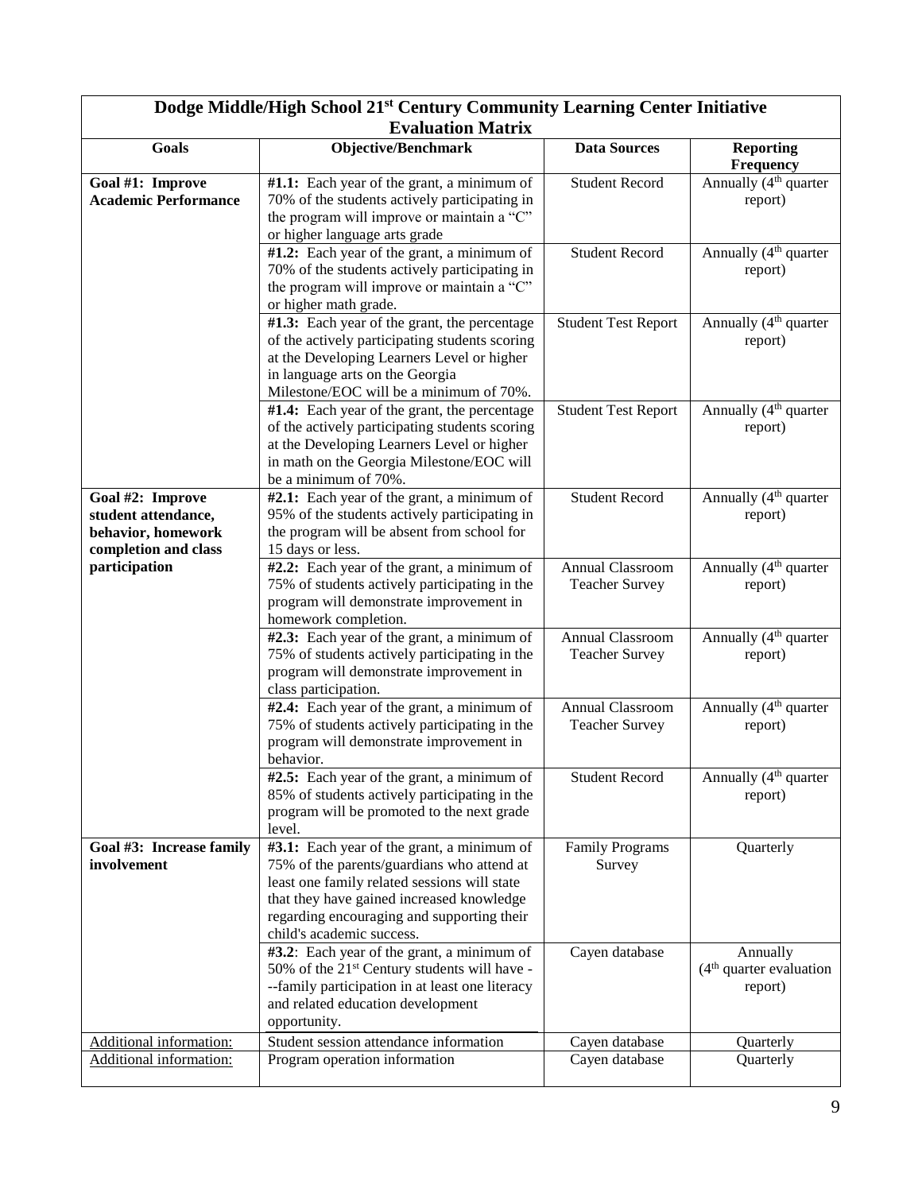| Dodge Middle/High School 21st Century Community Learning Center Initiative Evaluation Matrix | | | |
|---|---|---|---|
| **Goals** | **Objective/Benchmark** | **Data Sources** | **Reporting Frequency** |
| **Goal #1: Improve Academic Performance** | **#1.1:** Each year of the grant, a minimum of 70% of the students actively participating in the program will improve or maintain a "C" or higher language arts grade | Student Record | Annually (4th quarter report) |
| | **#1.2:** Each year of the grant, a minimum of 70% of the students actively participating in the program will improve or maintain a "C" or higher math grade. | Student Record | Annually (4th quarter report) |
| | **#1.3:** Each year of the grant, the percentage of the actively participating students scoring at the Developing Learners Level or higher in language arts on the Georgia Milestone/EOC will be a minimum of 70%. | Student Test Report | Annually (4th quarter report) |
| | **#1.4:** Each year of the grant, the percentage of the actively participating students scoring at the Developing Learners Level or higher in math on the Georgia Milestone/EOC will be a minimum of 70%. | Student Test Report | Annually (4th quarter report) |
| **Goal #2: Improve student attendance, behavior, homework completion and class participation** | **#2.1:** Each year of the grant, a minimum of 95% of the students actively participating in the program will be absent from school for 15 days or less. | Student Record | Annually (4th quarter report) |
| | **#2.2:** Each year of the grant, a minimum of 75% of students actively participating in the program will demonstrate improvement in homework completion. | Annual Classroom Teacher Survey | Annually (4th quarter report) |
| | **#2.3:** Each year of the grant, a minimum of 75% of students actively participating in the program will demonstrate improvement in class participation. | Annual Classroom Teacher Survey | Annually (4th quarter report) |
| | **#2.4:** Each year of the grant, a minimum of 75% of students actively participating in the program will demonstrate improvement in behavior. | Annual Classroom Teacher Survey | Annually (4th quarter report) |
| | **#2.5:** Each year of the grant, a minimum of 85% of students actively participating in the program will be promoted to the next grade level. | Student Record | Annually (4th quarter report) |
| **Goal #3: Increase family involvement** | **#3.1:** Each year of the grant, a minimum of 75% of the parents/guardians who attend at least one family related sessions will state that they have gained increased knowledge regarding encouraging and supporting their child's academic success. | Family Programs Survey | Quarterly |
| | **#3.2**: Each year of the grant, a minimum of 50% of the 21st Century students will have ---family participation in at least one literacy and related education development opportunity. | Cayen database | Annually (4th quarter evaluation report) |
| Additional information: | Student session attendance information | Cayen database | Quarterly |
| Additional information: | Program operation information | Cayen database | Quarterly |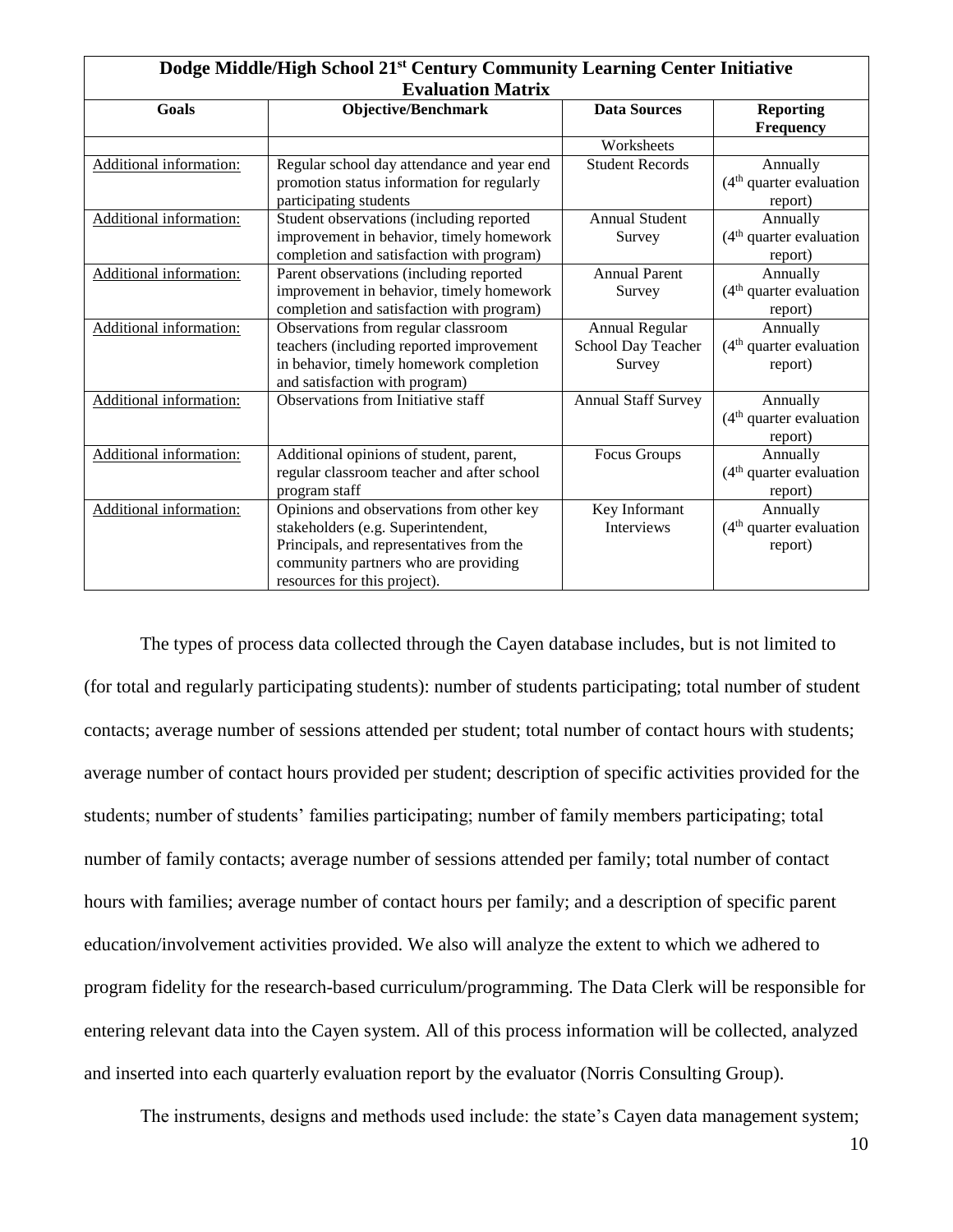| Dodge Middle/High School 21st Century Community Learning Center Initiative Evaluation Matrix | | | |
|---|---|---|---|
| **Goals** | **Objective/Benchmark** | **Data Sources** | **Reporting Frequency** |
| | | Worksheets | |
| Additional information: | Regular school day attendance and year end promotion status information for regularly participating students | Student Records | Annually (4th quarter evaluation report) |
| Additional information: | Student observations (including reported improvement in behavior, timely homework completion and satisfaction with program) | Annual Student Survey | Annually (4th quarter evaluation report) |
| Additional information: | Parent observations (including reported improvement in behavior, timely homework completion and satisfaction with program) | Annual Parent Survey | Annually (4th quarter evaluation report) |
| Additional information: | Observations from regular classroom teachers (including reported improvement in behavior, timely homework completion and satisfaction with program) | Annual Regular School Day Teacher Survey | Annually (4th quarter evaluation report) |
| Additional information: | Observations from Initiative staff | Annual Staff Survey | Annually (4th quarter evaluation report) |
| Additional information: | Additional opinions of student, parent, regular classroom teacher and after school program staff | Focus Groups | Annually (4th quarter evaluation report) |
| Additional information: | Opinions and observations from other key stakeholders (e.g. Superintendent, Principals, and representatives from the community partners who are providing resources for this project). | Key Informant Interviews | Annually (4th quarter evaluation report) |

The types of process data collected through the Cayen database includes, but is not limited to (for total and regularly participating students): number of students participating; total number of student contacts; average number of sessions attended per student; total number of contact hours with students; average number of contact hours provided per student; description of specific activities provided for the students; number of students' families participating; number of family members participating; total number of family contacts; average number of sessions attended per family; total number of contact hours with families; average number of contact hours per family; and a description of specific parent education/involvement activities provided. We also will analyze the extent to which we adhered to program fidelity for the research-based curriculum/programming. The Data Clerk will be responsible for entering relevant data into the Cayen system. All of this process information will be collected, analyzed and inserted into each quarterly evaluation report by the evaluator (Norris Consulting Group).

The instruments, designs and methods used include: the state's Cayen data management system;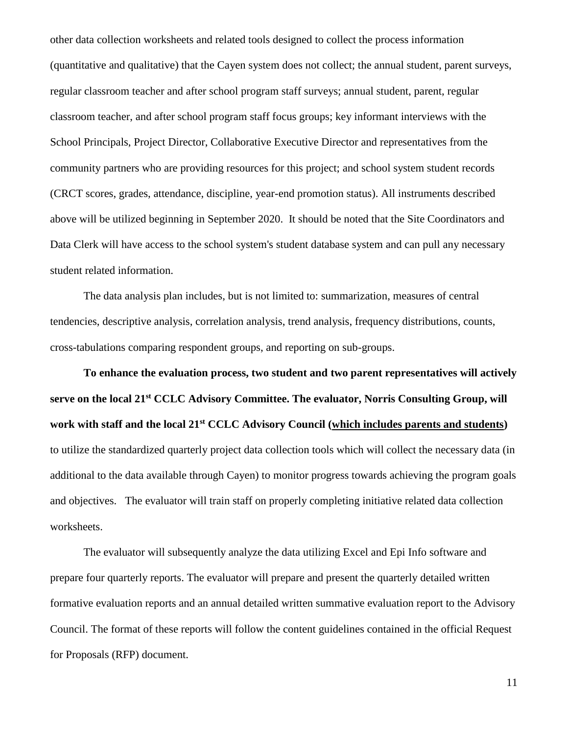other data collection worksheets and related tools designed to collect the process information (quantitative and qualitative) that the Cayen system does not collect; the annual student, parent surveys, regular classroom teacher and after school program staff surveys; annual student, parent, regular classroom teacher, and after school program staff focus groups; key informant interviews with the School Principals, Project Director, Collaborative Executive Director and representatives from the community partners who are providing resources for this project; and school system student records (CRCT scores, grades, attendance, discipline, year-end promotion status). All instruments described above will be utilized beginning in September 2020. It should be noted that the Site Coordinators and Data Clerk will have access to the school system's student database system and can pull any necessary student related information.

The data analysis plan includes, but is not limited to: summarization, measures of central tendencies, descriptive analysis, correlation analysis, trend analysis, frequency distributions, counts, cross-tabulations comparing respondent groups, and reporting on sub-groups.

**To enhance the evaluation process, two student and two parent representatives will actively serve on the local 21st CCLC Advisory Committee. The evaluator, Norris Consulting Group, will work with staff and the local 21st CCLC Advisory Council (<u>which includes parents and students</u>)** to utilize the standardized quarterly project data collection tools which will collect the necessary data (in additional to the data available through Cayen) to monitor progress towards achieving the program goals and objectives. The evaluator will train staff on properly completing initiative related data collection worksheets.

The evaluator will subsequently analyze the data utilizing Excel and Epi Info software and prepare four quarterly reports. The evaluator will prepare and present the quarterly detailed written formative evaluation reports and an annual detailed written summative evaluation report to the Advisory Council. The format of these reports will follow the content guidelines contained in the official Request for Proposals (RFP) document.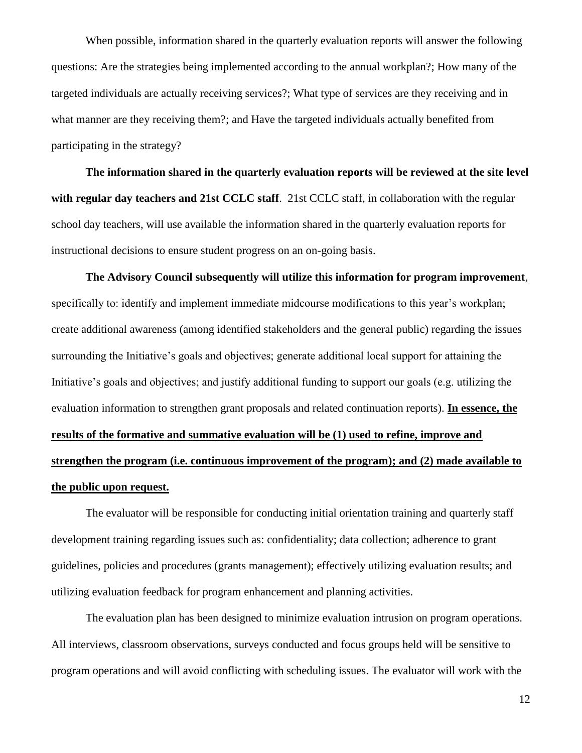When possible, information shared in the quarterly evaluation reports will answer the following questions: Are the strategies being implemented according to the annual workplan?; How many of the targeted individuals are actually receiving services?; What type of services are they receiving and in what manner are they receiving them?; and Have the targeted individuals actually benefited from participating in the strategy?

**The information shared in the quarterly evaluation reports will be reviewed at the site level with regular day teachers and 21st CCLC staff**. 21st CCLC staff, in collaboration with the regular school day teachers, will use available the information shared in the quarterly evaluation reports for instructional decisions to ensure student progress on an on-going basis.

**The Advisory Council subsequently will utilize this information for program improvement**, specifically to: identify and implement immediate midcourse modifications to this year's workplan; create additional awareness (among identified stakeholders and the general public) regarding the issues surrounding the Initiative's goals and objectives; generate additional local support for attaining the Initiative's goals and objectives; and justify additional funding to support our goals (e.g. utilizing the evaluation information to strengthen grant proposals and related continuation reports). <u>**In essence, the results of the formative and summative evaluation will be (1) used to refine, improve and strengthen the program (i.e. continuous improvement of the program); and (2) made available to the public upon request.**</u>

The evaluator will be responsible for conducting initial orientation training and quarterly staff development training regarding issues such as: confidentiality; data collection; adherence to grant guidelines, policies and procedures (grants management); effectively utilizing evaluation results; and utilizing evaluation feedback for program enhancement and planning activities.

The evaluation plan has been designed to minimize evaluation intrusion on program operations. All interviews, classroom observations, surveys conducted and focus groups held will be sensitive to program operations and will avoid conflicting with scheduling issues. The evaluator will work with the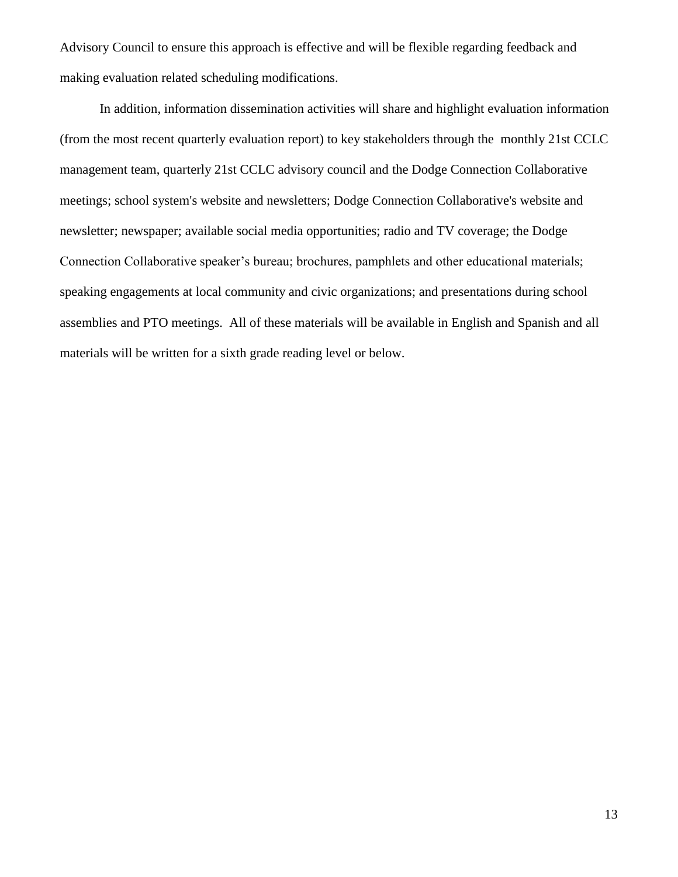Advisory Council to ensure this approach is effective and will be flexible regarding feedback and making evaluation related scheduling modifications.

In addition, information dissemination activities will share and highlight evaluation information (from the most recent quarterly evaluation report) to key stakeholders through the monthly 21st CCLC management team, quarterly 21st CCLC advisory council and the Dodge Connection Collaborative meetings; school system's website and newsletters; Dodge Connection Collaborative's website and newsletter; newspaper; available social media opportunities; radio and TV coverage; the Dodge Connection Collaborative speaker's bureau; brochures, pamphlets and other educational materials; speaking engagements at local community and civic organizations; and presentations during school assemblies and PTO meetings. All of these materials will be available in English and Spanish and all materials will be written for a sixth grade reading level or below.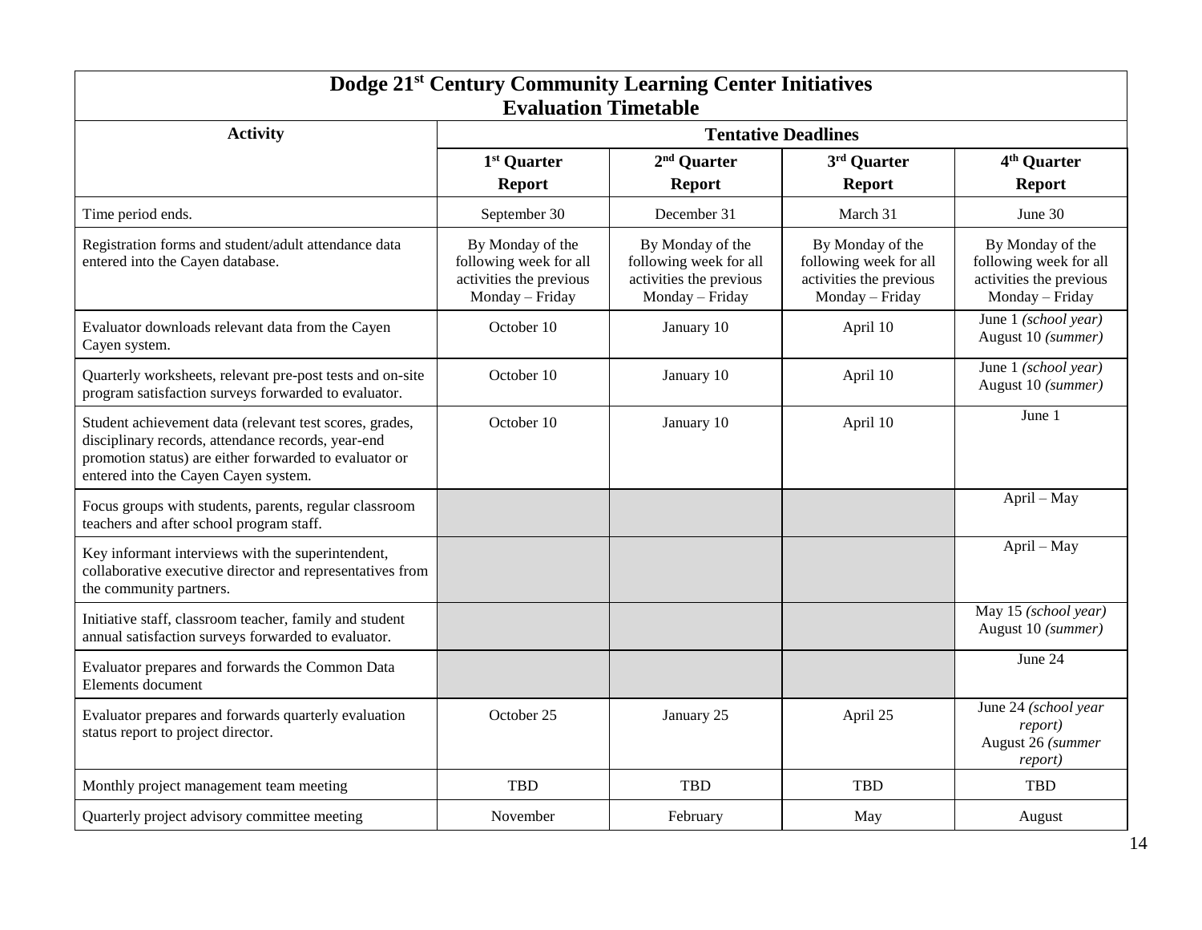| Dodge 21st Century Community Learning Center Initiatives Evaluation Timetable | | | | |
|---|---|---|---|---|
| **Activity** | **Tentative Deadlines** | | | |
| | **1st Quarter Report** | **2nd Quarter Report** | **3rd Quarter Report** | **4th Quarter Report** |
| Time period ends. | September 30 | December 31 | March 31 | June 30 |
| Registration forms and student/adult attendance data entered into the Cayen database. | By Monday of the following week for all activities the previous Monday – Friday | By Monday of the following week for all activities the previous Monday – Friday | By Monday of the following week for all activities the previous Monday – Friday | By Monday of the following week for all activities the previous Monday – Friday |
| Evaluator downloads relevant data from the Cayen Cayen system. | October 10 | January 10 | April 10 | June 1 *(school year)* August 10 *(summer)* |
| Quarterly worksheets, relevant pre-post tests and on-site program satisfaction surveys forwarded to evaluator. | October 10 | January 10 | April 10 | June 1 *(school year)* August 10 *(summer)* |
| Student achievement data (relevant test scores, grades, disciplinary records, attendance records, year-end promotion status) are either forwarded to evaluator or entered into the Cayen Cayen system. | October 10 | January 10 | April 10 | June 1 |
| Focus groups with students, parents, regular classroom teachers and after school program staff. | | | | April – May |
| Key informant interviews with the superintendent, collaborative executive director and representatives from the community partners. | | | | April – May |
| Initiative staff, classroom teacher, family and student annual satisfaction surveys forwarded to evaluator. | | | | May 15 *(school year)* August 10 *(summer)* |
| Evaluator prepares and forwards the Common Data Elements document | | | | June 24 |
| Evaluator prepares and forwards quarterly evaluation status report to project director. | October 25 | January 25 | April 25 | June 24 *(school year report)* August 26 *(summer report)* |
| Monthly project management team meeting | TBD | TBD | TBD | TBD |
| Quarterly project advisory committee meeting | November | February | May | August |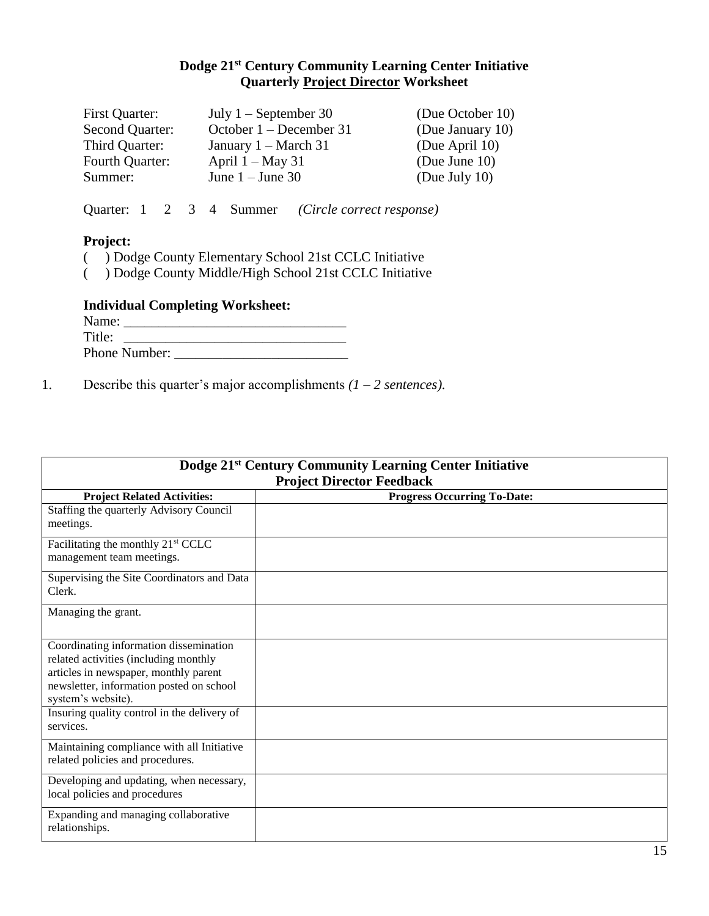**Dodge 21st Century Community Learning Center Initiative**
**Quarterly Project Director Worksheet**

| | | |
|---|---|---|
| First Quarter: | July 1 – September 30 | (Due October 10) |
| Second Quarter: | October 1 – December 31 | (Due January 10) |
| Third Quarter: | January 1 – March 31 | (Due April 10) |
| Fourth Quarter: | April 1 – May 31 | (Due June 10) |
| Summer: | June 1 – June 30 | (Due July 10) |

Quarter: 1 2 3 4 Summer *(Circle correct response)*

**Project:**

( ) Dodge County Elementary School 21st CCLC Initiative
( ) Dodge County Middle/High School 21st CCLC Initiative

**Individual Completing Worksheet:**

Name: _______________________________
Title: _______________________________
Phone Number: _________________________

1. Describe this quarter's major accomplishments *(1 – 2 sentences).*

| Dodge 21st Century Community Learning Center Initiative Project Director Feedback | |
|---|---|
| **Project Related Activities:** | **Progress Occurring To-Date:** |
| Staffing the quarterly Advisory Council meetings. | |
| Facilitating the monthly 21st CCLC management team meetings. | |
| Supervising the Site Coordinators and Data Clerk. | |
| Managing the grant. | |
| Coordinating information dissemination related activities (including monthly articles in newspaper, monthly parent newsletter, information posted on school system's website). | |
| Insuring quality control in the delivery of services. | |
| Maintaining compliance with all Initiative related policies and procedures. | |
| Developing and updating, when necessary, local policies and procedures | |
| Expanding and managing collaborative relationships. | |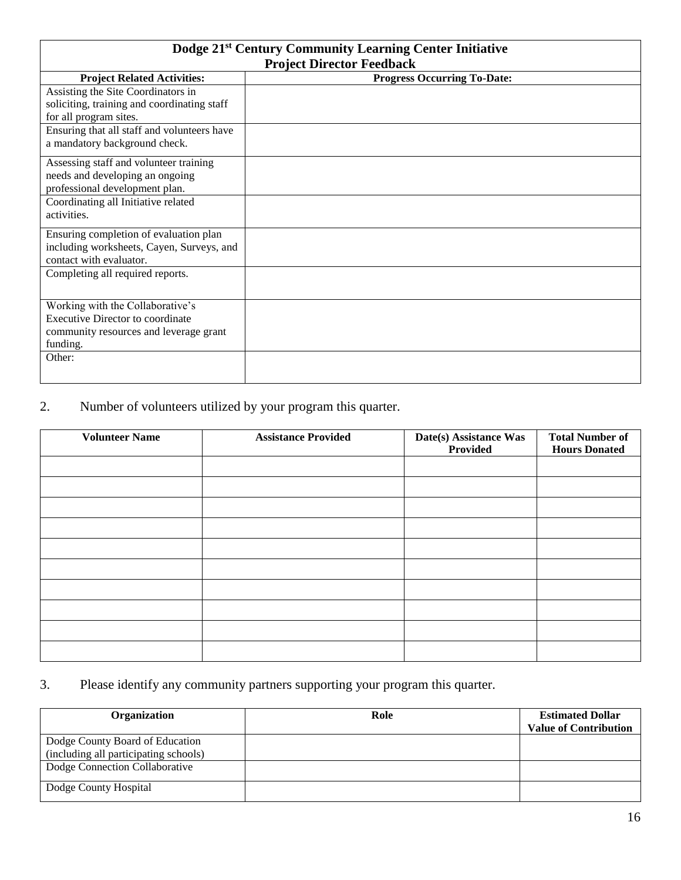| Dodge 21st Century Community Learning Center Initiative Project Director Feedback | |
|---|---|
| **Project Related Activities:** | **Progress Occurring To-Date:** |
| Assisting the Site Coordinators in soliciting, training and coordinating staff for all program sites. | |
| Ensuring that all staff and volunteers have a mandatory background check. | |
| Assessing staff and volunteer training needs and developing an ongoing professional development plan. | |
| Coordinating all Initiative related activities. | |
| Ensuring completion of evaluation plan including worksheets, Cayen, Surveys, and contact with evaluator. | |
| Completing all required reports. | |
| Working with the Collaborative's Executive Director to coordinate community resources and leverage grant funding. | |
| Other: | |

2. Number of volunteers utilized by your program this quarter.

| Volunteer Name | Assistance Provided | Date(s) Assistance Was Provided | Total Number of Hours Donated |
|---|---|---|---|
| | | | |
| | | | |
| | | | |
| | | | |
| | | | |
| | | | |
| | | | |
| | | | |
| | | | |
| | | | |

3. Please identify any community partners supporting your program this quarter.

| Organization | Role | Estimated Dollar Value of Contribution |
|---|---|---|
| Dodge County Board of Education (including all participating schools) | | |
| Dodge Connection Collaborative | | |
| Dodge County Hospital | | |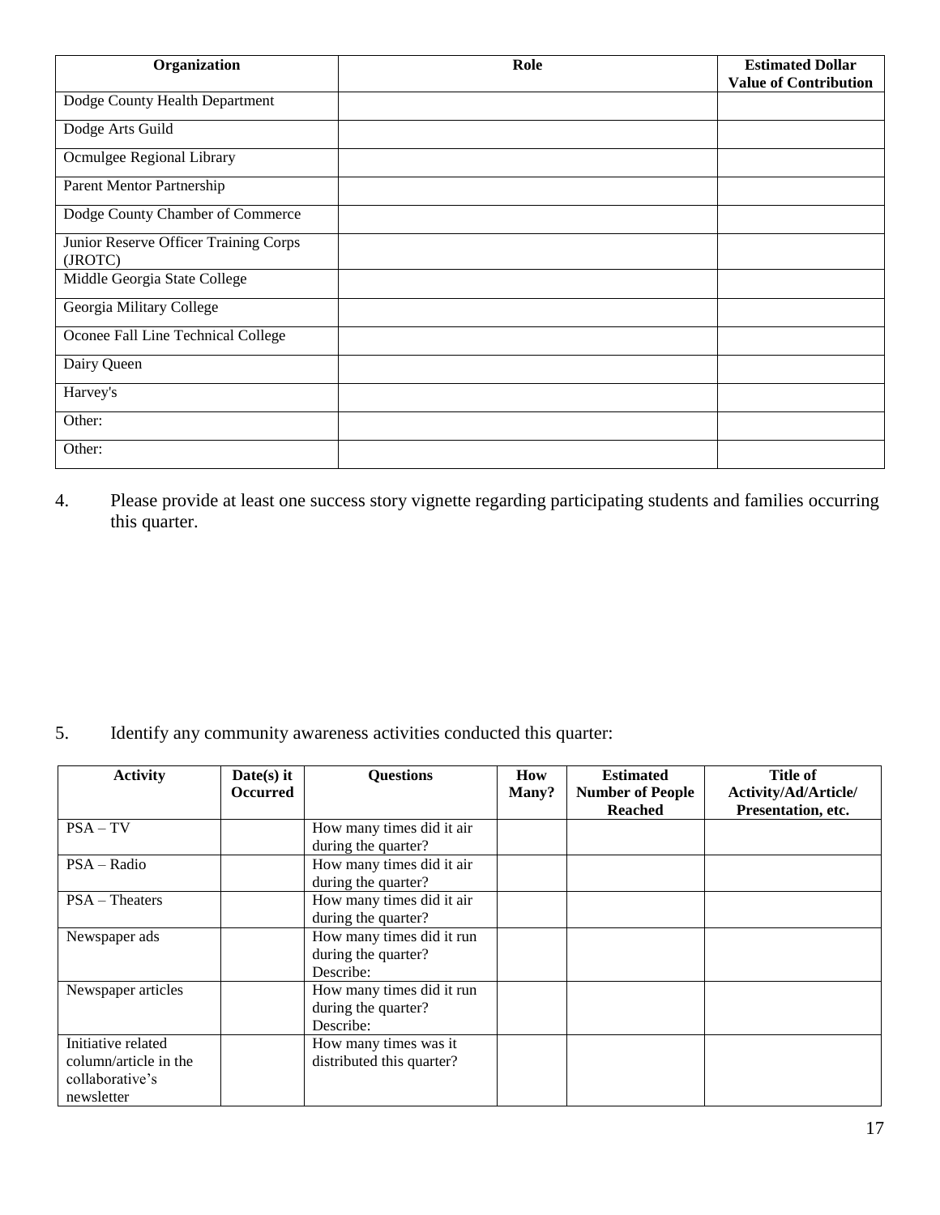| Organization | Role | Estimated Dollar Value of Contribution |
| --- | --- | --- |
| Dodge County Health Department | | |
| Dodge Arts Guild | | |
| Ocmulgee Regional Library | | |
| Parent Mentor Partnership | | |
| Dodge County Chamber of Commerce | | |
| Junior Reserve Officer Training Corps (JROTC) | | |
| Middle Georgia State College | | |
| Georgia Military College | | |
| Oconee Fall Line Technical College | | |
| Dairy Queen | | |
| Harvey's | | |
| Other: | | |
| Other: | | |

4. Please provide at least one success story vignette regarding participating students and families occurring this quarter.

5. Identify any community awareness activities conducted this quarter:

| Activity | Date(s) it Occurred | Questions | How Many? | Estimated Number of People Reached | Title of Activity/Ad/Article/ Presentation, etc. |
| --- | --- | --- | --- | --- | --- |
| PSA – TV | | How many times did it air during the quarter? | | | |
| PSA – Radio | | How many times did it air during the quarter? | | | |
| PSA – Theaters | | How many times did it air during the quarter? | | | |
| Newspaper ads | | How many times did it run during the quarter? Describe: | | | |
| Newspaper articles | | How many times did it run during the quarter? Describe: | | | |
| Initiative related column/article in the collaborative's newsletter | | How many times was it distributed this quarter? | | | |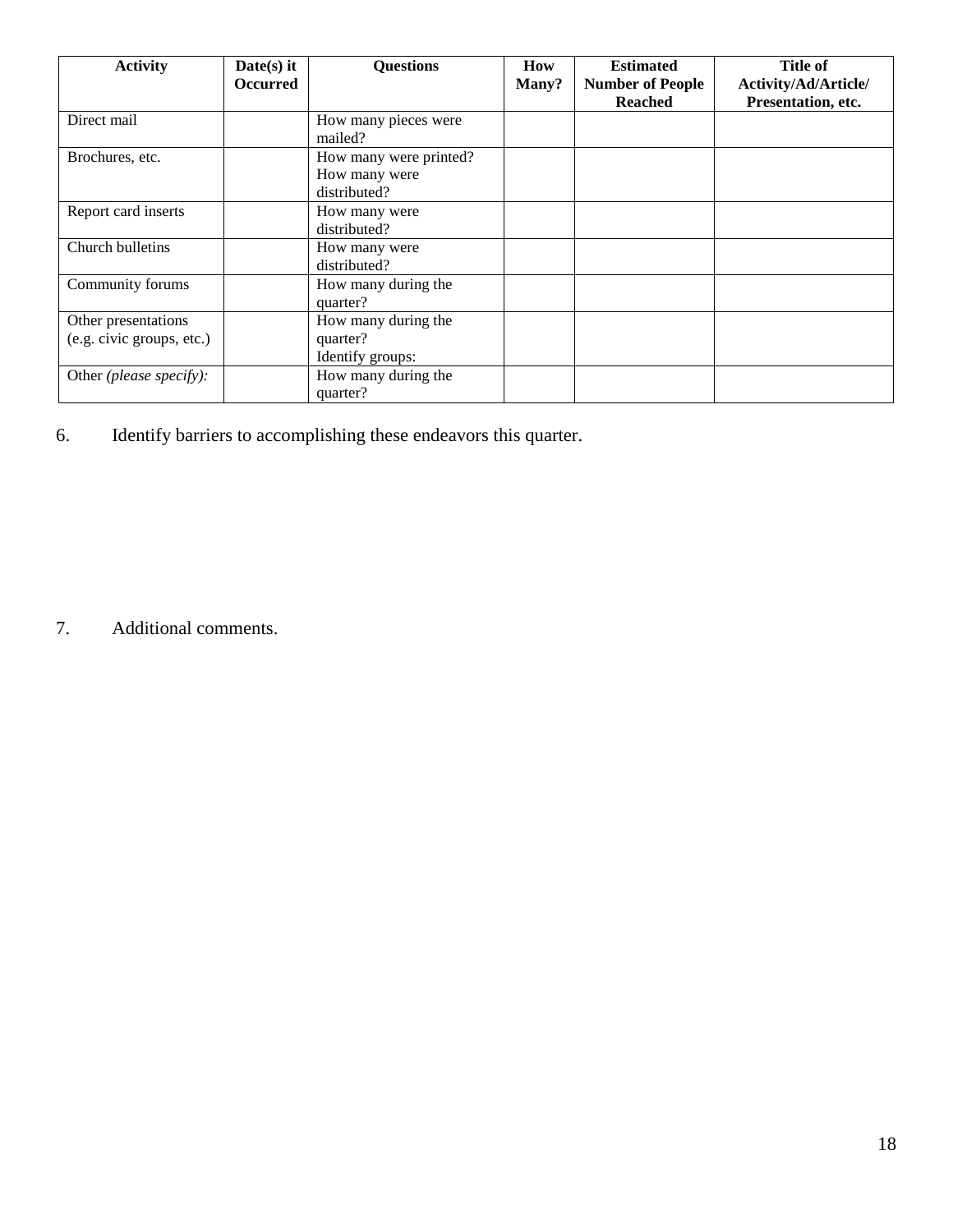| Activity | Date(s) it Occurred | Questions | How Many? | Estimated Number of People Reached | Title of Activity/Ad/Article/ Presentation, etc. |
|---|---|---|---|---|---|
| Direct mail | | How many pieces were mailed? | | | |
| Brochures, etc. | | How many were printed? How many were distributed? | | | |
| Report card inserts | | How many were distributed? | | | |
| Church bulletins | | How many were distributed? | | | |
| Community forums | | How many during the quarter? | | | |
| Other presentations (e.g. civic groups, etc.) | | How many during the quarter? Identify groups: | | | |
| Other *(please specify):* | | How many during the quarter? | | | |

6. Identify barriers to accomplishing these endeavors this quarter.

7. Additional comments.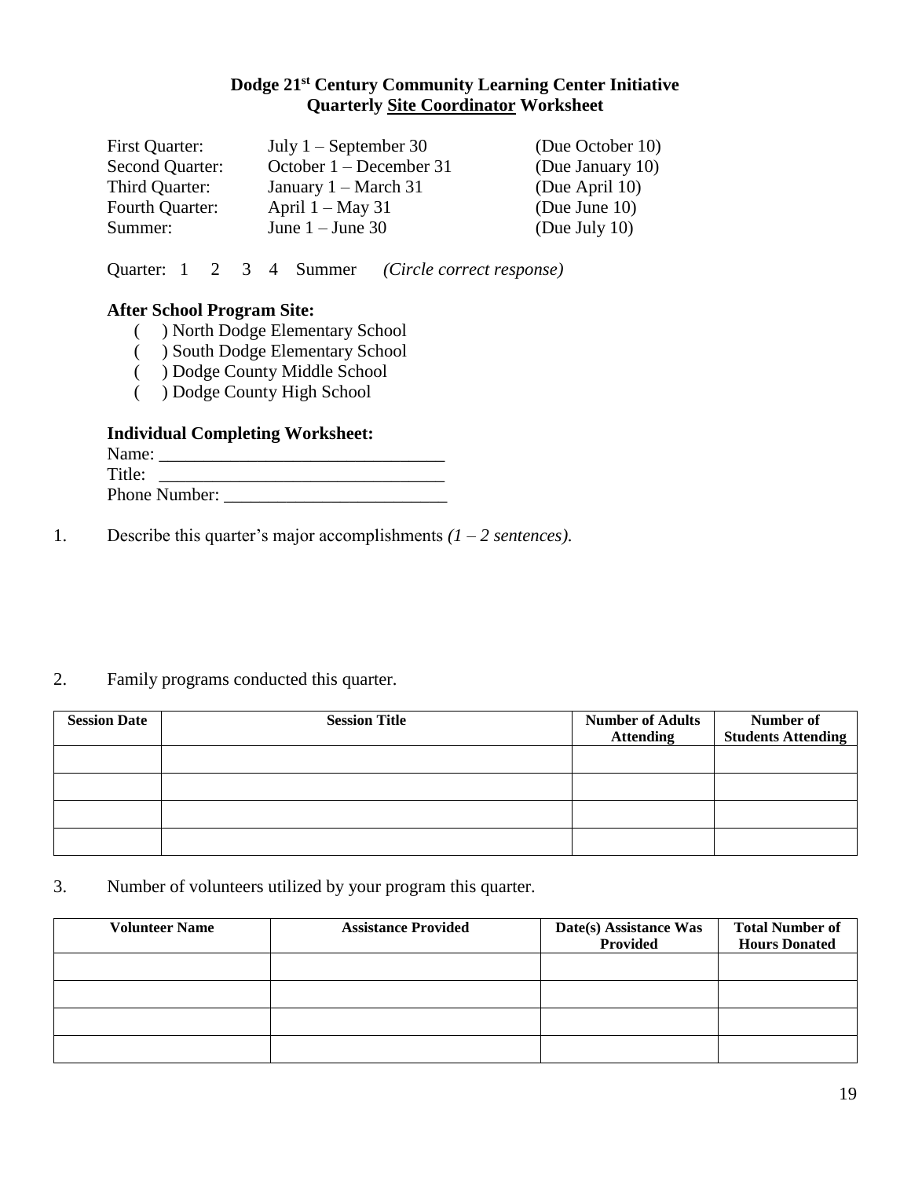## Dodge 21st Century Community Learning Center Initiative
## Quarterly <u>Site Coordinator</u> Worksheet

| | | |
|---|---|---|
| First Quarter: | July 1 – September 30 | (Due October 10) |
| Second Quarter: | October 1 – December 31 | (Due January 10) |
| Third Quarter: | January 1 – March 31 | (Due April 10) |
| Fourth Quarter: | April 1 – May 31 | (Due June 10) |
| Summer: | June 1 – June 30 | (Due July 10) |

Quarter: 1 2 3 4 Summer *(Circle correct response)*

**After School Program Site:**

( ) North Dodge Elementary School
( ) South Dodge Elementary School
( ) Dodge County Middle School
( ) Dodge County High School

**Individual Completing Worksheet:**

Name: ________________________________
Title: ________________________________
Phone Number: _________________________

1. Describe this quarter's major accomplishments *(1 – 2 sentences).*

2. Family programs conducted this quarter.

| Session Date | Session Title | Number of Adults Attending | Number of Students Attending |
|---|---|---|---|
| | | | |
| | | | |
| | | | |
| | | | |

3. Number of volunteers utilized by your program this quarter.

| Volunteer Name | Assistance Provided | Date(s) Assistance Was Provided | Total Number of Hours Donated |
|---|---|---|---|
| | | | |
| | | | |
| | | | |
| | | | |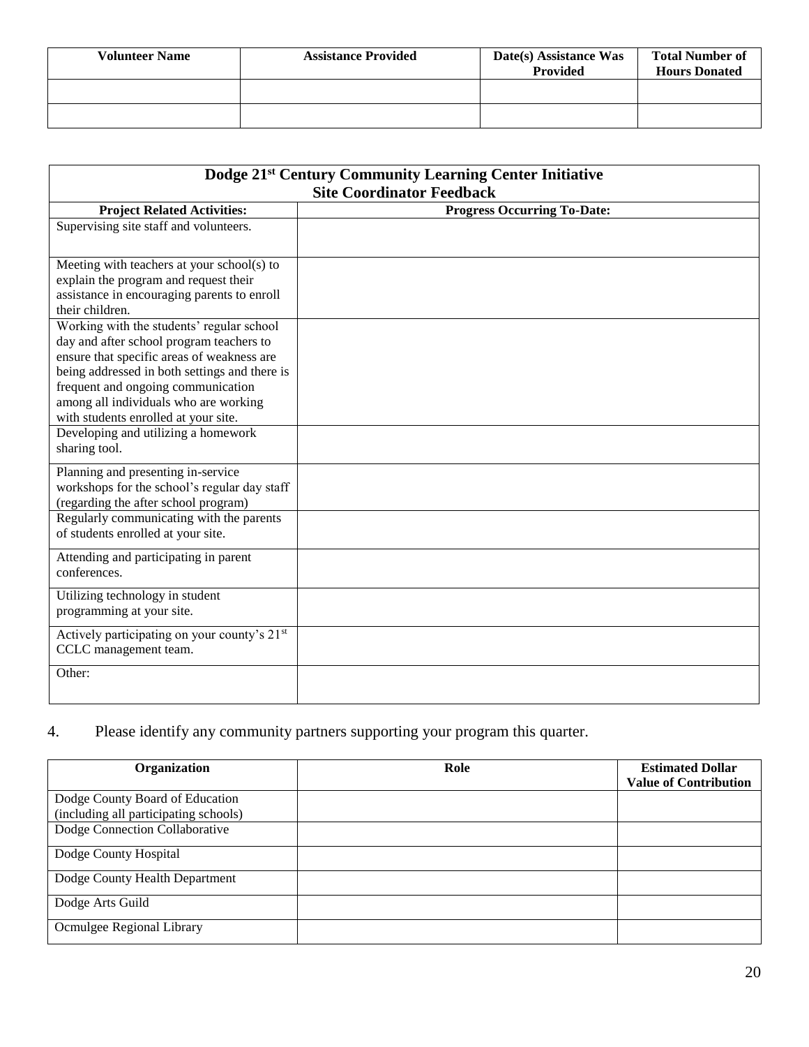| Volunteer Name | Assistance Provided | Date(s) Assistance Was Provided | Total Number of Hours Donated |
|---|---|---|---|
| | | | |
| | | | |

| Dodge 21st Century Community Learning Center Initiative Site Coordinator Feedback | |
|---|---|
| **Project Related Activities:** | **Progress Occurring To-Date:** |
| Supervising site staff and volunteers. | |
| Meeting with teachers at your school(s) to explain the program and request their assistance in encouraging parents to enroll their children. | |
| Working with the students' regular school day and after school program teachers to ensure that specific areas of weakness are being addressed in both settings and there is frequent and ongoing communication among all individuals who are working with students enrolled at your site. | |
| Developing and utilizing a homework sharing tool. | |
| Planning and presenting in-service workshops for the school's regular day staff (regarding the after school program) | |
| Regularly communicating with the parents of students enrolled at your site. | |
| Attending and participating in parent conferences. | |
| Utilizing technology in student programming at your site. | |
| Actively participating on your county's 21st CCLC management team. | |
| Other: | |

4. Please identify any community partners supporting your program this quarter.

| Organization | Role | Estimated Dollar Value of Contribution |
|---|---|---|
| Dodge County Board of Education (including all participating schools) | | |
| Dodge Connection Collaborative | | |
| Dodge County Hospital | | |
| Dodge County Health Department | | |
| Dodge Arts Guild | | |
| Ocmulgee Regional Library | | |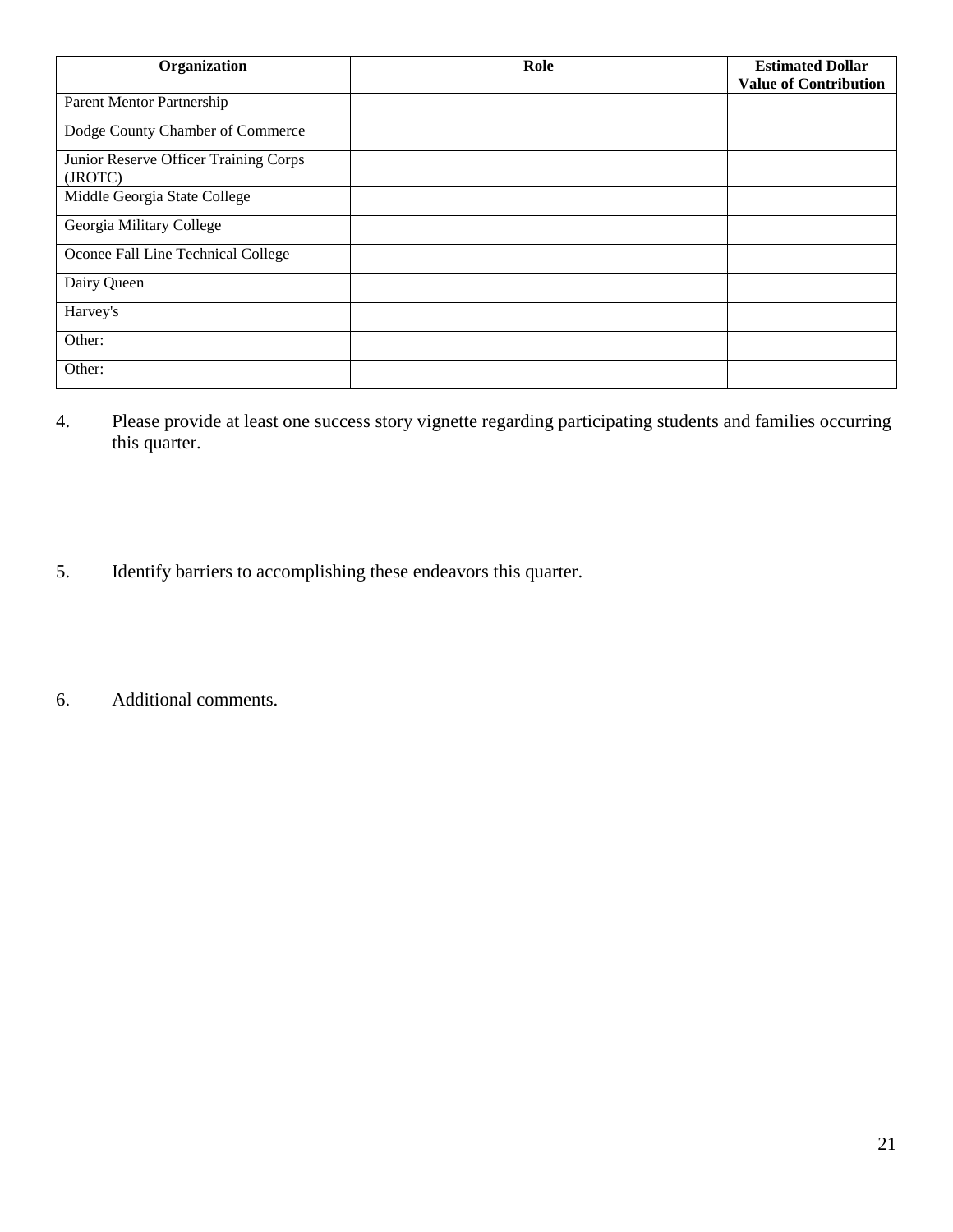| Organization | Role | Estimated Dollar Value of Contribution |
|---|---|---|
| Parent Mentor Partnership | | |
| Dodge County Chamber of Commerce | | |
| Junior Reserve Officer Training Corps (JROTC) | | |
| Middle Georgia State College | | |
| Georgia Military College | | |
| Oconee Fall Line Technical College | | |
| Dairy Queen | | |
| Harvey's | | |
| Other: | | |
| Other: | | |

4. Please provide at least one success story vignette regarding participating students and families occurring this quarter.

5. Identify barriers to accomplishing these endeavors this quarter.

6. Additional comments.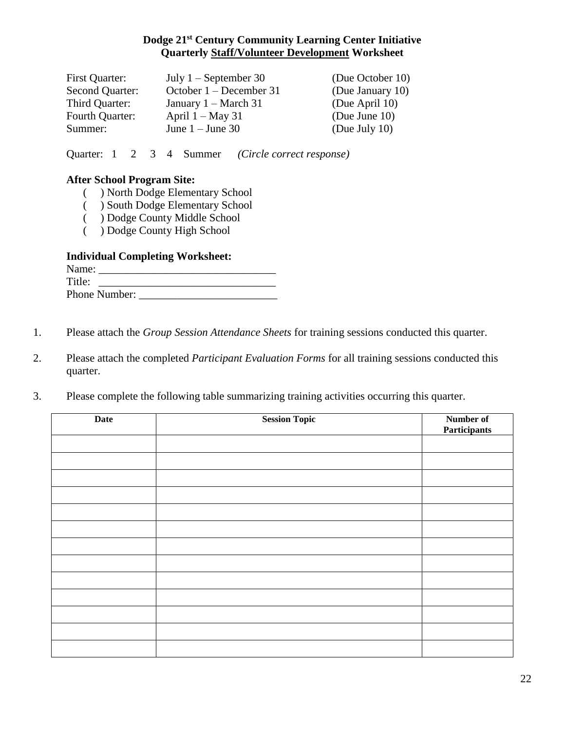**Dodge 21st Century Community Learning Center Initiative**
**Quarterly Staff/Volunteer Development Worksheet**

| | | |
|---|---|---|
| First Quarter: | July 1 – September 30 | (Due October 10) |
| Second Quarter: | October 1 – December 31 | (Due January 10) |
| Third Quarter: | January 1 – March 31 | (Due April 10) |
| Fourth Quarter: | April 1 – May 31 | (Due June 10) |
| Summer: | June 1 – June 30 | (Due July 10) |

Quarter: 1 2 3 4 Summer *(Circle correct response)*

**After School Program Site:**

( ) North Dodge Elementary School
( ) South Dodge Elementary School
( ) Dodge County Middle School
( ) Dodge County High School

**Individual Completing Worksheet:**

Name: ________________________________
Title: ________________________________
Phone Number: _________________________

1. Please attach the *Group Session Attendance Sheets* for training sessions conducted this quarter.

2. Please attach the completed *Participant Evaluation Forms* for all training sessions conducted this quarter.

3. Please complete the following table summarizing training activities occurring this quarter.

| Date | Session Topic | Number of Participants |
|---|---|---|
| | | |
| | | |
| | | |
| | | |
| | | |
| | | |
| | | |
| | | |
| | | |
| | | |
| | | |
| | | |
| | | |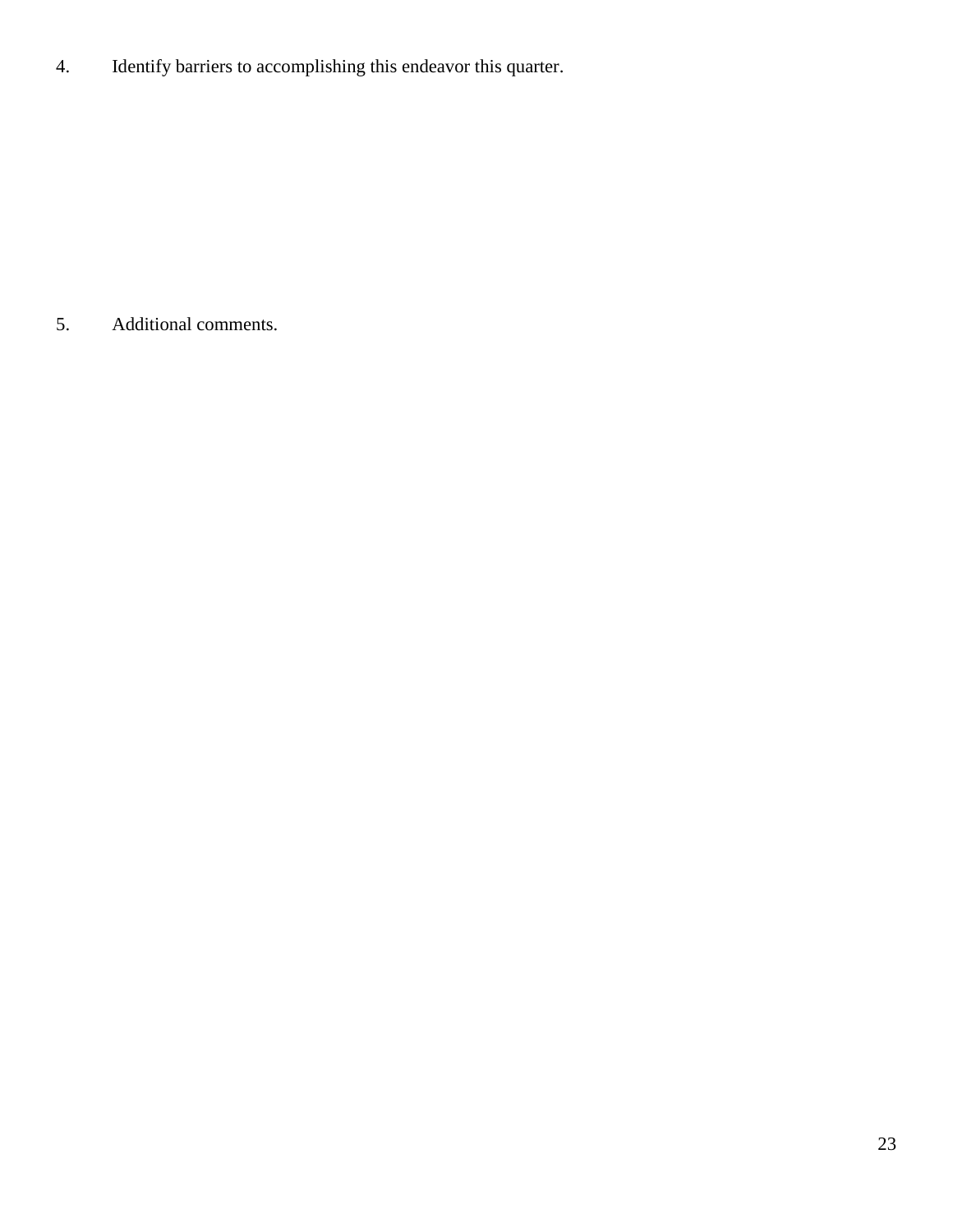4. Identify barriers to accomplishing this endeavor this quarter.

5. Additional comments.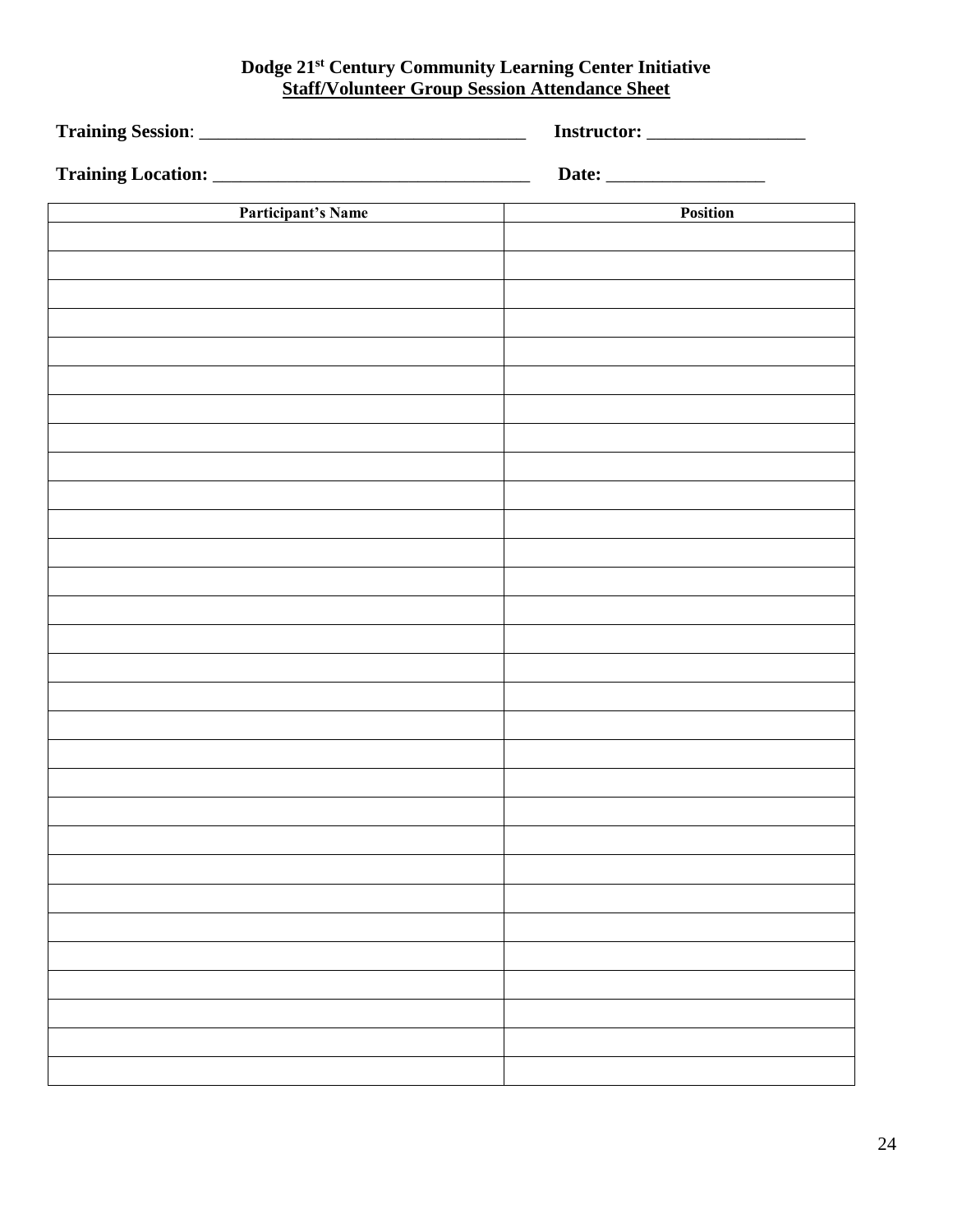**Dodge 21st Century Community Learning Center Initiative**

**Staff/Volunteer Group Session Attendance Sheet**

**Training Session**: ___________________________________ **Instructor:** _________________

**Training Location:** _________________________________ **Date:** _________________

| Participant's Name | Position |
|---|---|
| | |
| | |
| | |
| | |
| | |
| | |
| | |
| | |
| | |
| | |
| | |
| | |
| | |
| | |
| | |
| | |
| | |
| | |
| | |
| | |
| | |
| | |
| | |
| | |
| | |
| | |
| | |
| | |
| | |
| | |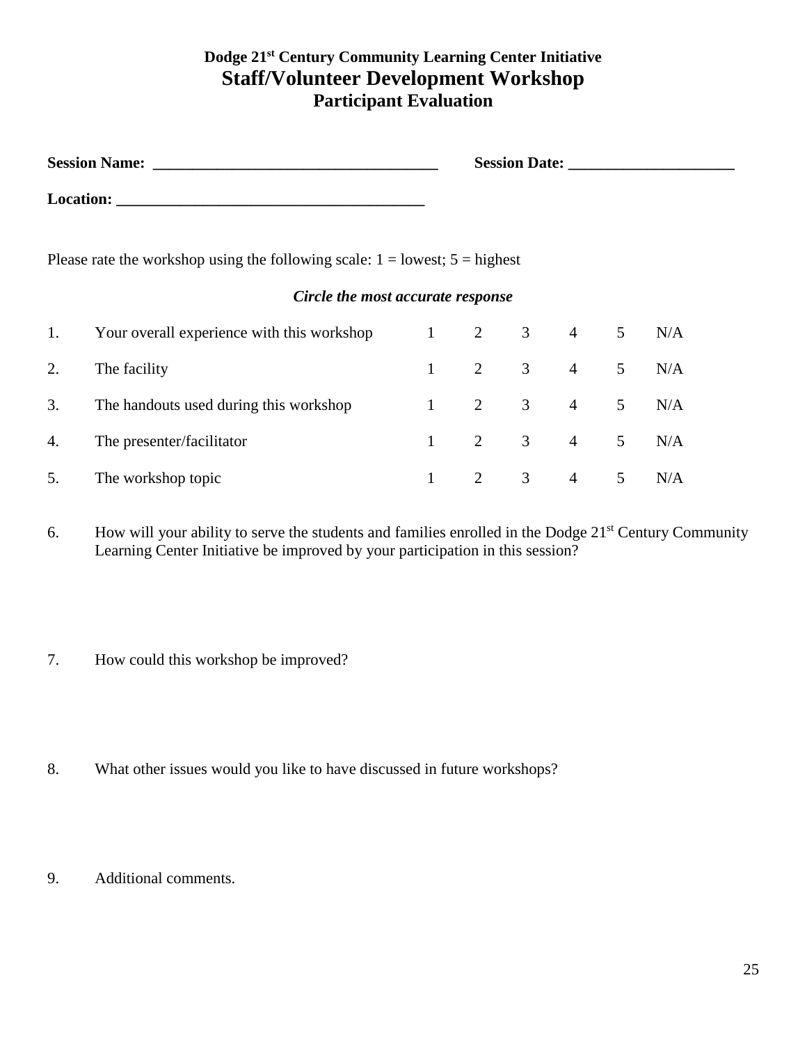**Dodge 21st Century Community Learning Center Initiative**

# Staff/Volunteer Development Workshop

## Participant Evaluation

**Session Name: ____________________________________** **Session Date: _____________________**

**Location: _______________________________________**

Please rate the workshop using the following scale: 1 = lowest; 5 = highest

***Circle the most accurate response***

| | | | | | | | |
|---|---|---|---|---|---|---|---|
| 1. | Your overall experience with this workshop | 1 | 2 | 3 | 4 | 5 | N/A |
| 2. | The facility | 1 | 2 | 3 | 4 | 5 | N/A |
| 3. | The handouts used during this workshop | 1 | 2 | 3 | 4 | 5 | N/A |
| 4. | The presenter/facilitator | 1 | 2 | 3 | 4 | 5 | N/A |
| 5. | The workshop topic | 1 | 2 | 3 | 4 | 5 | N/A |

6. How will your ability to serve the students and families enrolled in the Dodge 21st Century Community Learning Center Initiative be improved by your participation in this session?

7. How could this workshop be improved?

8. What other issues would you like to have discussed in future workshops?

9. Additional comments.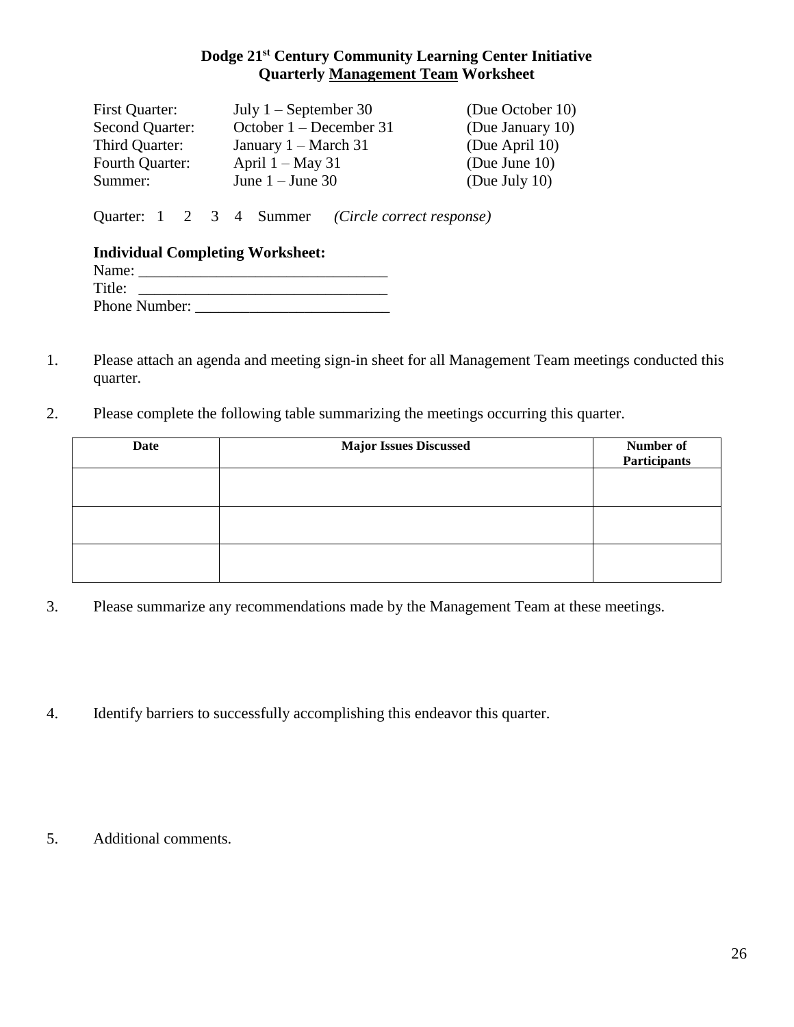**Dodge 21st Century Community Learning Center Initiative**
**Quarterly Management Team Worksheet**

| | | |
|---|---|---|
| First Quarter: | July 1 – September 30 | (Due October 10) |
| Second Quarter: | October 1 – December 31 | (Due January 10) |
| Third Quarter: | January 1 – March 31 | (Due April 10) |
| Fourth Quarter: | April 1 – May 31 | (Due June 10) |
| Summer: | June 1 – June 30 | (Due July 10) |

Quarter: 1 2 3 4 Summer *(Circle correct response)*

**Individual Completing Worksheet:**

Name: _______________________________

Title: _______________________________

Phone Number: _________________________

1. Please attach an agenda and meeting sign-in sheet for all Management Team meetings conducted this quarter.

2. Please complete the following table summarizing the meetings occurring this quarter.

| Date | Major Issues Discussed | Number of Participants |
|---|---|---|
| | | |
| | | |
| | | |

3. Please summarize any recommendations made by the Management Team at these meetings.

4. Identify barriers to successfully accomplishing this endeavor this quarter.

5. Additional comments.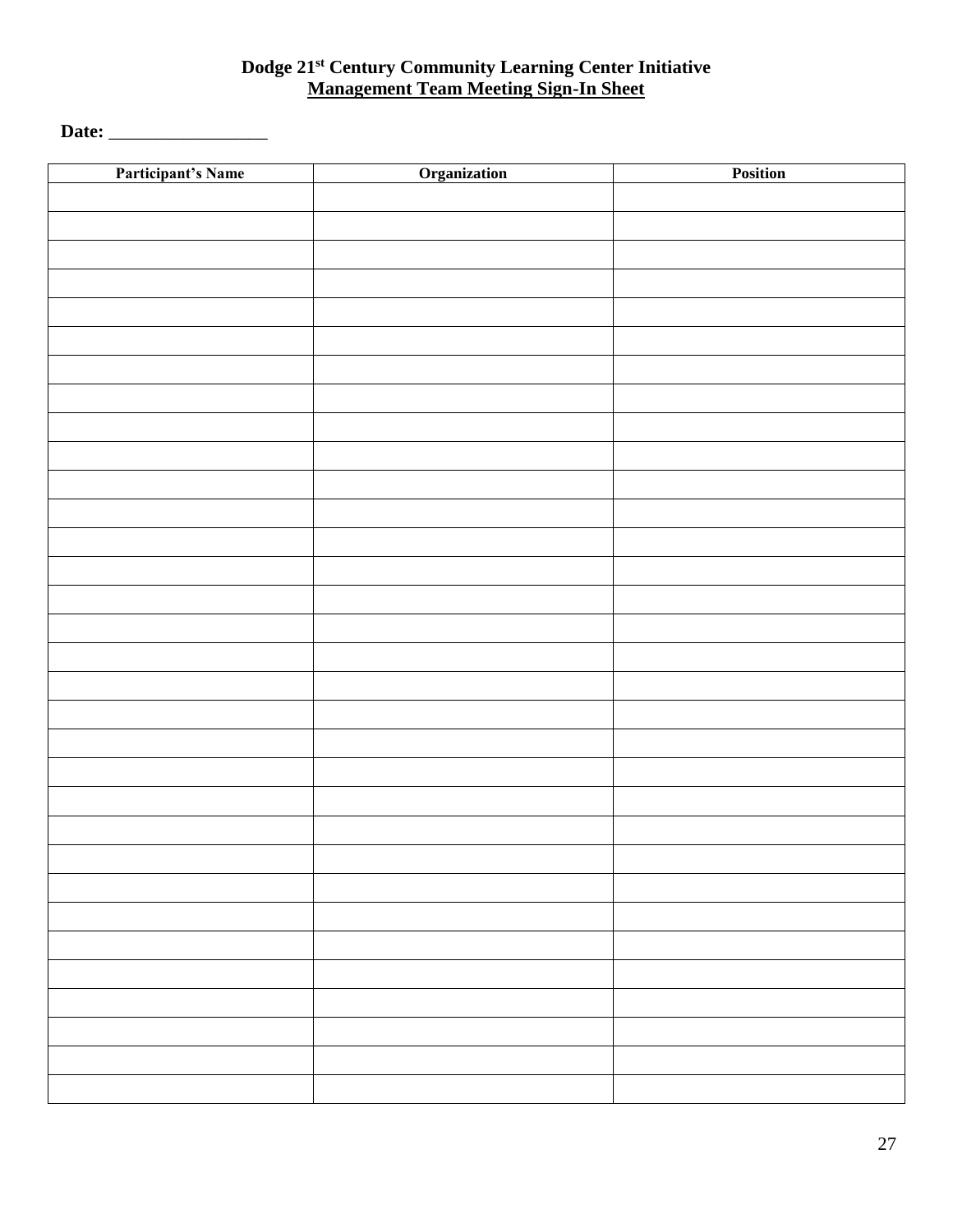**Dodge 21st Century Community Learning Center Initiative**
**Management Team Meeting Sign-In Sheet**

**Date:** _________________

| Participant's Name | Organization | Position |
|---|---|---|
| | | |
| | | |
| | | |
| | | |
| | | |
| | | |
| | | |
| | | |
| | | |
| | | |
| | | |
| | | |
| | | |
| | | |
| | | |
| | | |
| | | |
| | | |
| | | |
| | | |
| | | |
| | | |
| | | |
| | | |
| | | |
| | | |
| | | |
| | | |
| | | |
| | | |
| | | |
| | | |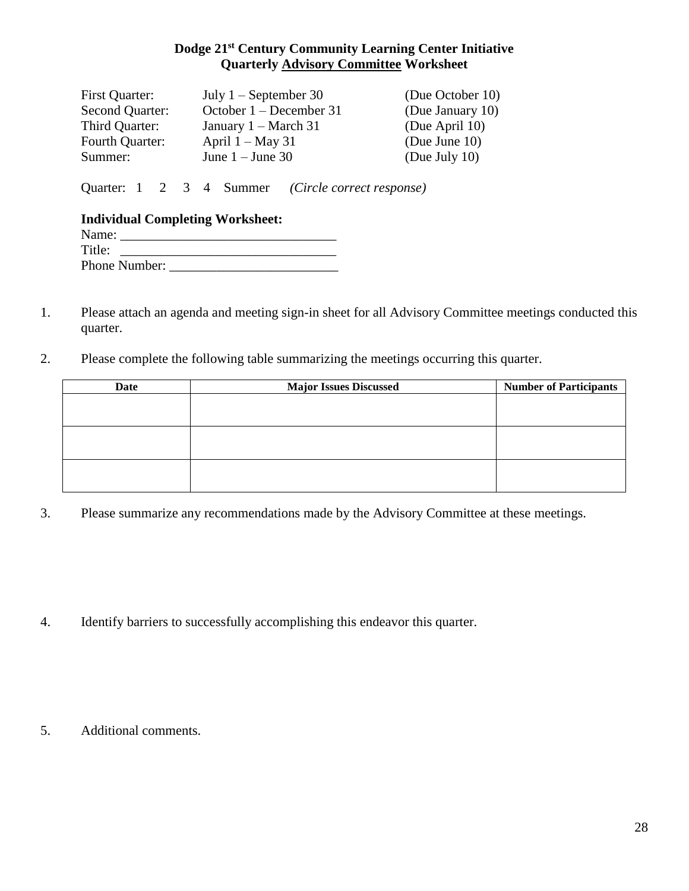**Dodge 21st Century Community Learning Center Initiative**
**Quarterly Advisory Committee Worksheet**

| | | |
|---|---|---|
| First Quarter: | July 1 – September 30 | (Due October 10) |
| Second Quarter: | October 1 – December 31 | (Due January 10) |
| Third Quarter: | January 1 – March 31 | (Due April 10) |
| Fourth Quarter: | April 1 – May 31 | (Due June 10) |
| Summer: | June 1 – June 30 | (Due July 10) |

Quarter: 1 2 3 4 Summer *(Circle correct response)*

**Individual Completing Worksheet:**

Name: _______________________________

Title: _______________________________

Phone Number: _________________________

1. Please attach an agenda and meeting sign-in sheet for all Advisory Committee meetings conducted this quarter.

2. Please complete the following table summarizing the meetings occurring this quarter.

| Date | Major Issues Discussed | Number of Participants |
|---|---|---|
| | | |
| | | |
| | | |

3. Please summarize any recommendations made by the Advisory Committee at these meetings.

4. Identify barriers to successfully accomplishing this endeavor this quarter.

5. Additional comments.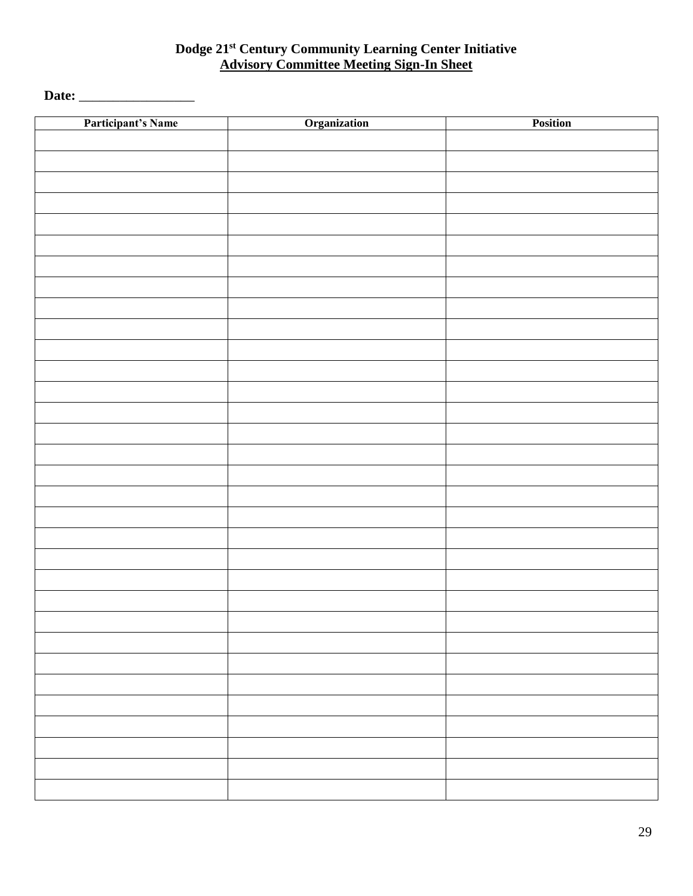**Dodge 21st Century Community Learning Center Initiative**
**Advisory Committee Meeting Sign-In Sheet**

**Date:** _________________

| Participant's Name | Organization | Position |
|---|---|---|
| | | |
| | | |
| | | |
| | | |
| | | |
| | | |
| | | |
| | | |
| | | |
| | | |
| | | |
| | | |
| | | |
| | | |
| | | |
| | | |
| | | |
| | | |
| | | |
| | | |
| | | |
| | | |
| | | |
| | | |
| | | |
| | | |
| | | |
| | | |
| | | |
| | | |
| | | |
| | | |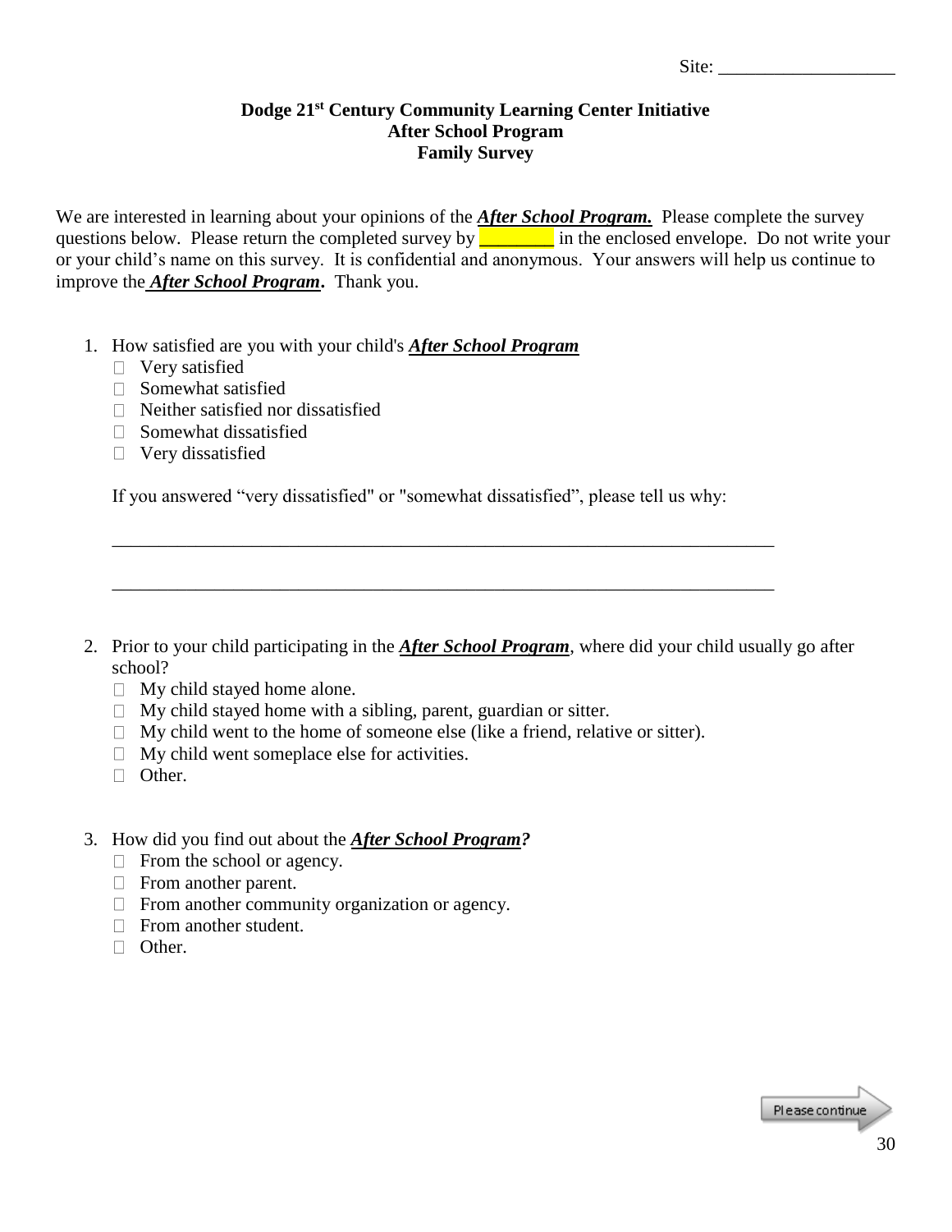Site: ___________________

**Dodge 21st Century Community Learning Center Initiative**
**After School Program**
**Family Survey**

We are interested in learning about your opinions of the ***After School Program.*** Please complete the survey questions below. Please return the completed survey by ________ in the enclosed envelope. Do not write your or your child's name on this survey. It is confidential and anonymous. Your answers will help us continue to improve the ***After School Program***. Thank you.

1. How satisfied are you with your child's ***After School Program***
   - ☐ Very satisfied
   - ☐ Somewhat satisfied
   - ☐ Neither satisfied nor dissatisfied
   - ☐ Somewhat dissatisfied
   - ☐ Very dissatisfied

   If you answered "very dissatisfied" or "somewhat dissatisfied", please tell us why:

   ________________________________________________________________________

   ________________________________________________________________________

2. Prior to your child participating in the ***After School Program***, where did your child usually go after school?
   - ☐ My child stayed home alone.
   - ☐ My child stayed home with a sibling, parent, guardian or sitter.
   - ☐ My child went to the home of someone else (like a friend, relative or sitter).
   - ☐ My child went someplace else for activities.
   - ☐ Other.

3. How did you find out about the ***After School Program?***
   - ☐ From the school or agency.
   - ☐ From another parent.
   - ☐ From another community organization or agency.
   - ☐ From another student.
   - ☐ Other.

Please continue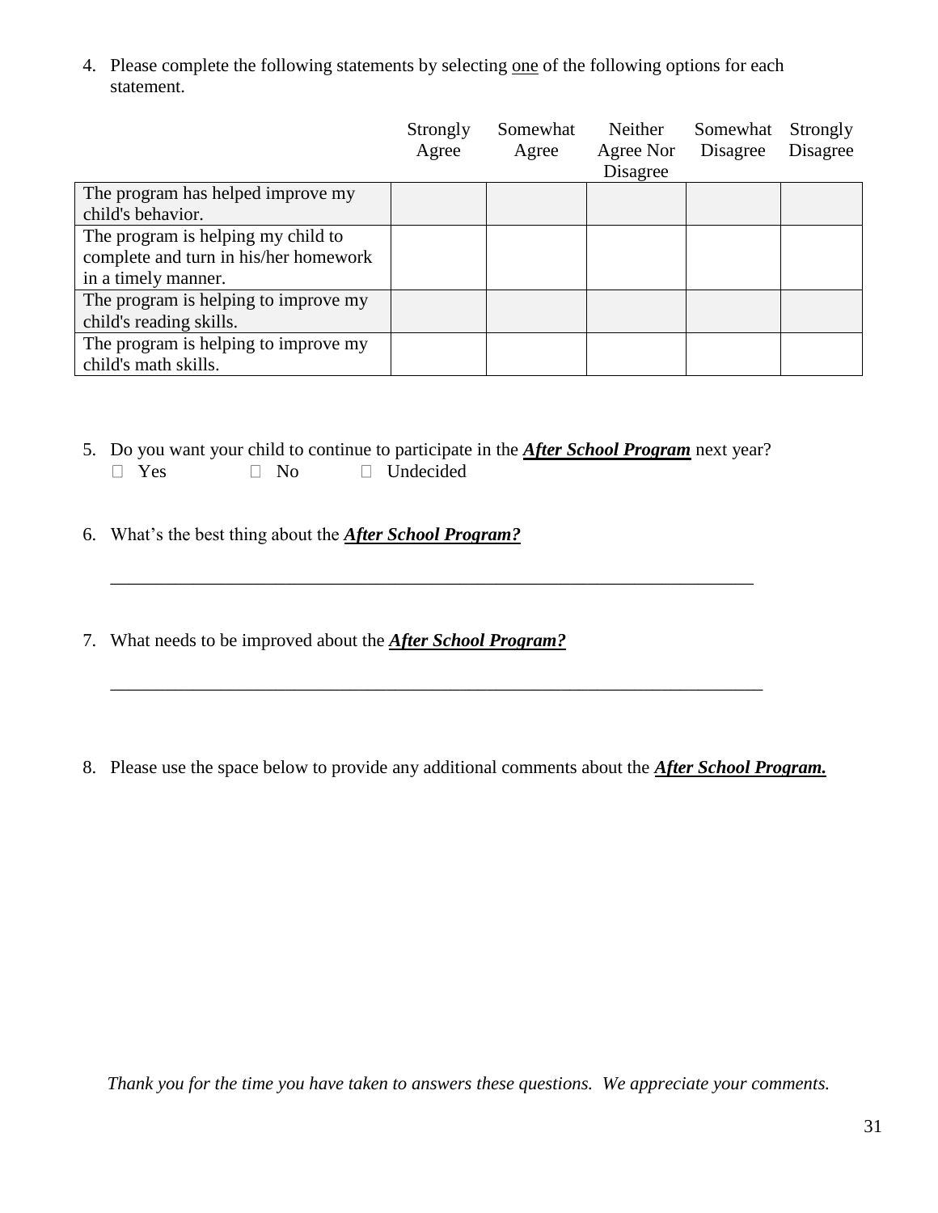4. Please complete the following statements by selecting <u>one</u> of the following options for each statement.

| | Strongly Agree | Somewhat Agree | Neither Agree Nor Disagree | Somewhat Disagree | Strongly Disagree |
|---|---|---|---|---|---|
| The program has helped improve my child's behavior. | | | | | |
| The program is helping my child to complete and turn in his/her homework in a timely manner. | | | | | |
| The program is helping to improve my child's reading skills. | | | | | |
| The program is helping to improve my child's math skills. | | | | | |

5. Do you want your child to continue to participate in the ***After School Program*** next year?
   - ☐ Yes
   - ☐ No
   - ☐ Undecided

6. What's the best thing about the ***After School Program?***

   ______________________________________________________________________

7. What needs to be improved about the ***After School Program?***

   ______________________________________________________________________

8. Please use the space below to provide any additional comments about the ***After School Program.***

*Thank you for the time you have taken to answers these questions. We appreciate your comments.*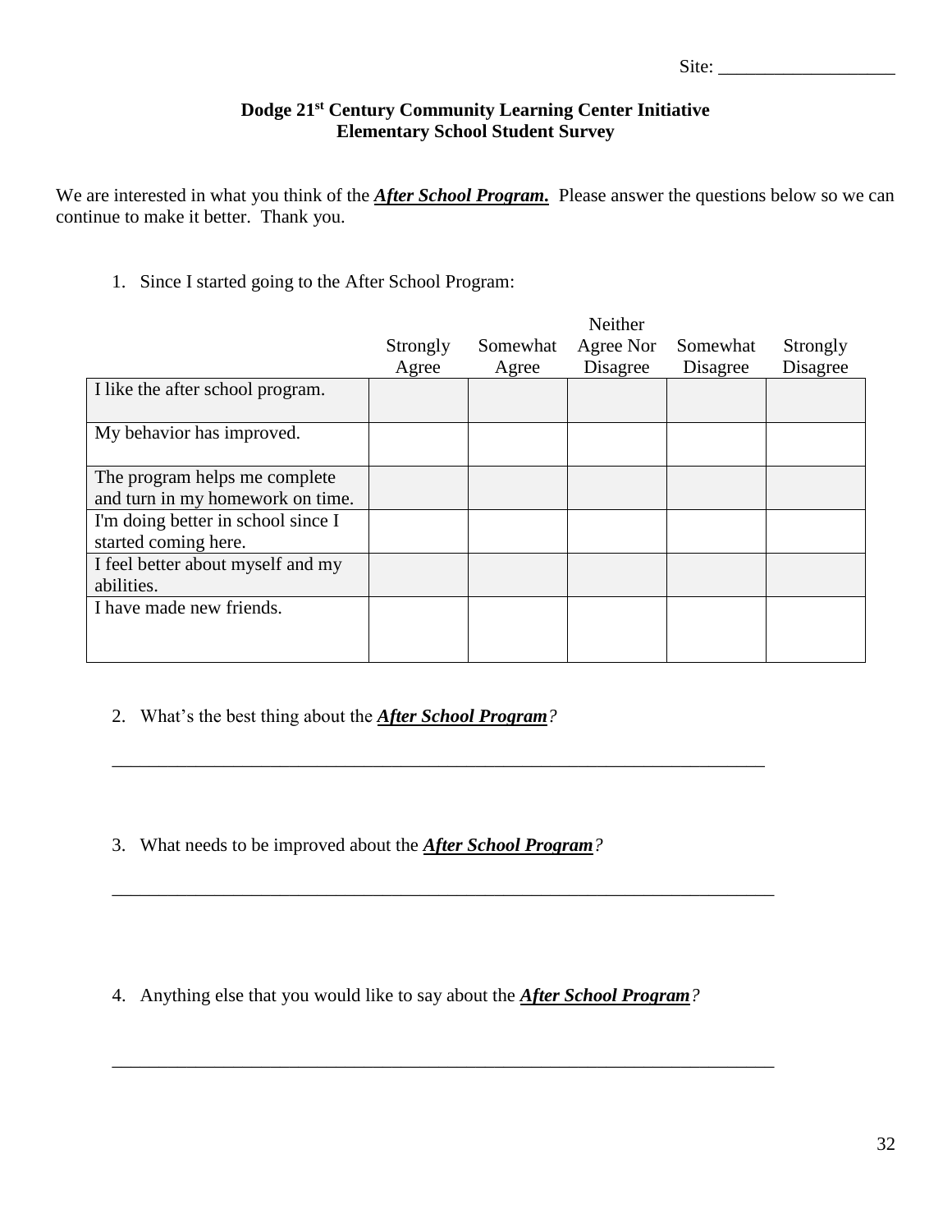Site: ___________________

**Dodge 21st Century Community Learning Center Initiative**
**Elementary School Student Survey**

We are interested in what you think of the ***After School Program***. Please answer the questions below so we can continue to make it better. Thank you.

1. Since I started going to the After School Program:

| | Strongly Agree | Somewhat Agree | Neither Agree Nor Disagree | Somewhat Disagree | Strongly Disagree |
|---|---|---|---|---|---|
| I like the after school program. | | | | | |
| My behavior has improved. | | | | | |
| The program helps me complete and turn in my homework on time. | | | | | |
| I'm doing better in school since I started coming here. | | | | | |
| I feel better about myself and my abilities. | | | | | |
| I have made new friends. | | | | | |

2. What's the best thing about the ***After School Program***?

_______________________________________________________________________

3. What needs to be improved about the ***After School Program***?

_______________________________________________________________________

4. Anything else that you would like to say about the ***After School Program***?

_______________________________________________________________________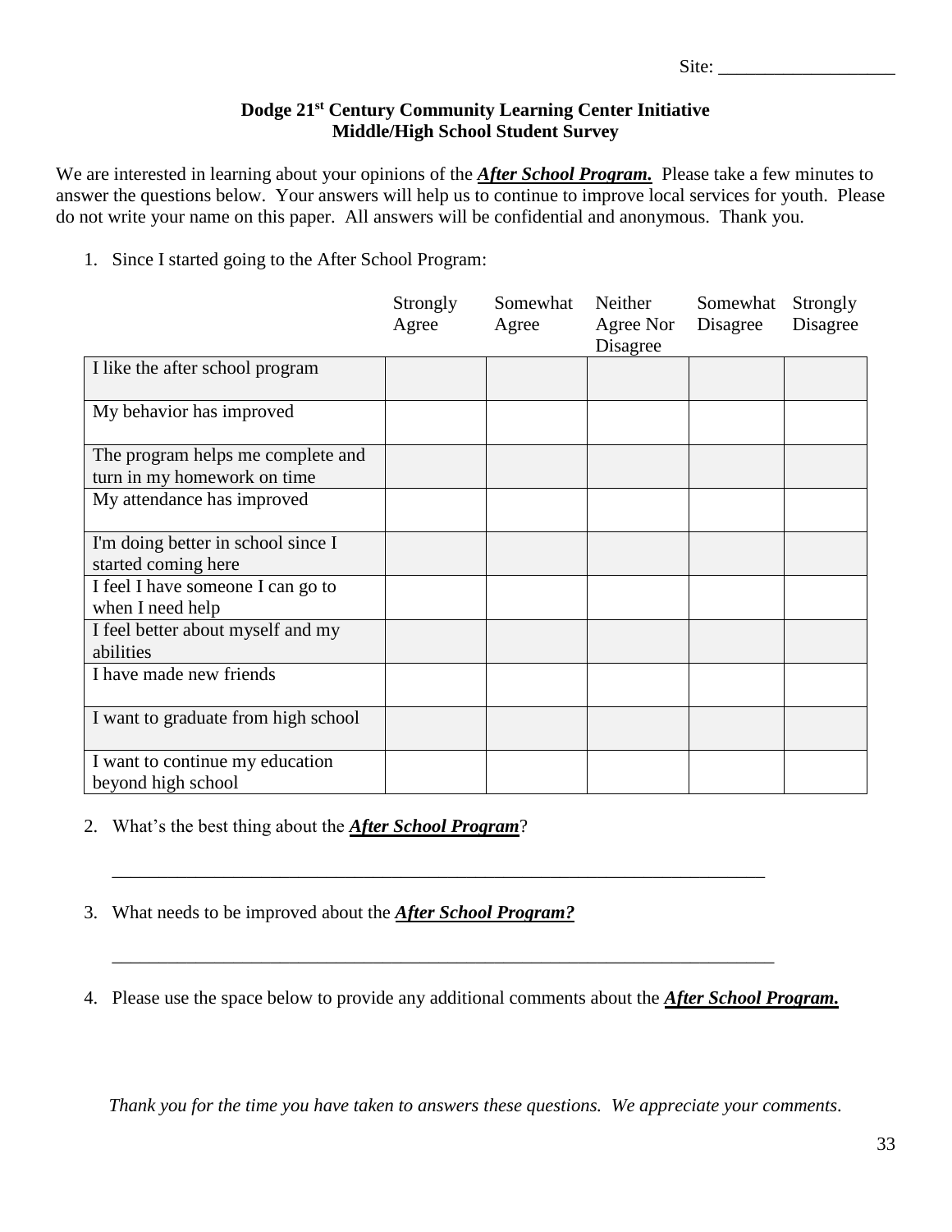Site: ___________________

**Dodge 21st Century Community Learning Center Initiative**
**Middle/High School Student Survey**

We are interested in learning about your opinions of the ***After School Program.*** Please take a few minutes to answer the questions below. Your answers will help us to continue to improve local services for youth. Please do not write your name on this paper. All answers will be confidential and anonymous. Thank you.

1. Since I started going to the After School Program:

| | Strongly Agree | Somewhat Agree | Neither Agree Nor Disagree | Somewhat Disagree | Strongly Disagree |
|---|---|---|---|---|---|
| I like the after school program | | | | | |
| My behavior has improved | | | | | |
| The program helps me complete and turn in my homework on time | | | | | |
| My attendance has improved | | | | | |
| I'm doing better in school since I started coming here | | | | | |
| I feel I have someone I can go to when I need help | | | | | |
| I feel better about myself and my abilities | | | | | |
| I have made new friends | | | | | |
| I want to graduate from high school | | | | | |
| I want to continue my education beyond high school | | | | | |

2. What's the best thing about the ***After School Program***?

 ______________________________________________________________________

3. What needs to be improved about the ***After School Program?***

 ______________________________________________________________________

4. Please use the space below to provide any additional comments about the ***After School Program.***

*Thank you for the time you have taken to answers these questions. We appreciate your comments.*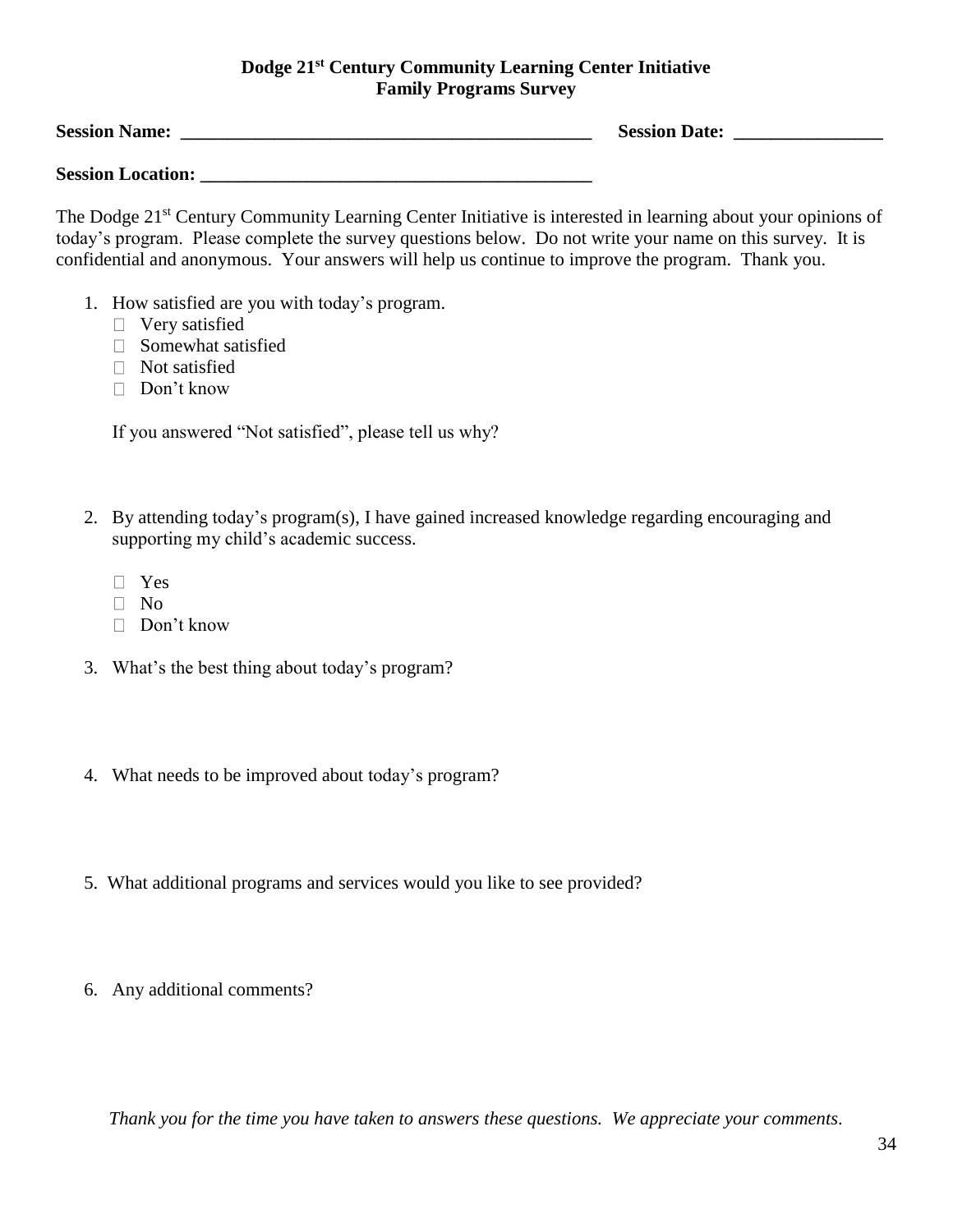**Dodge 21st Century Community Learning Center Initiative**
**Family Programs Survey**

**Session Name: _____________________________________________ Session Date: ________________**

**Session Location: __________________________________________**

The Dodge 21st Century Community Learning Center Initiative is interested in learning about your opinions of today's program. Please complete the survey questions below. Do not write your name on this survey. It is confidential and anonymous. Your answers will help us continue to improve the program. Thank you.

1. How satisfied are you with today's program.
   - ☐ Very satisfied
   - ☐ Somewhat satisfied
   - ☐ Not satisfied
   - ☐ Don't know

   If you answered "Not satisfied", please tell us why?

2. By attending today's program(s), I have gained increased knowledge regarding encouraging and supporting my child's academic success.
   - ☐ Yes
   - ☐ No
   - ☐ Don't know

3. What's the best thing about today's program?

4. What needs to be improved about today's program?

5. What additional programs and services would you like to see provided?

6. Any additional comments?

*Thank you for the time you have taken to answers these questions. We appreciate your comments.*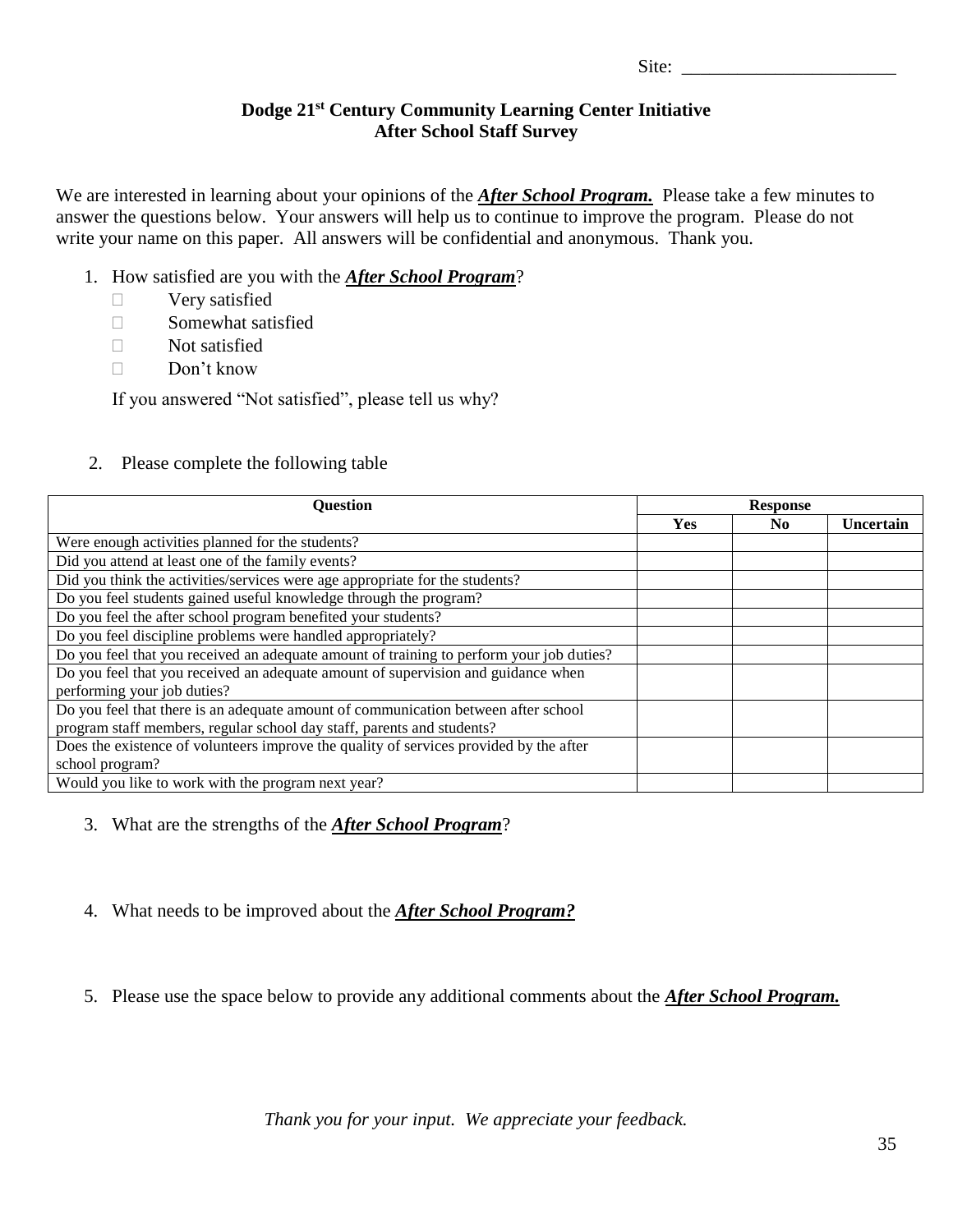Site: ______________________

**Dodge 21st Century Community Learning Center Initiative**
**After School Staff Survey**

We are interested in learning about your opinions of the ***After School Program.*** Please take a few minutes to answer the questions below. Your answers will help us to continue to improve the program. Please do not write your name on this paper. All answers will be confidential and anonymous. Thank you.

1. How satisfied are you with the ***After School Program***?
   - ☐ Very satisfied
   - ☐ Somewhat satisfied
   - ☐ Not satisfied
   - ☐ Don't know

   If you answered "Not satisfied", please tell us why?

2. Please complete the following table

| Question | Response | | |
|---|---|---|---|
| | Yes | No | Uncertain |
| Were enough activities planned for the students? | | | |
| Did you attend at least one of the family events? | | | |
| Did you think the activities/services were age appropriate for the students? | | | |
| Do you feel students gained useful knowledge through the program? | | | |
| Do you feel the after school program benefited your students? | | | |
| Do you feel discipline problems were handled appropriately? | | | |
| Do you feel that you received an adequate amount of training to perform your job duties? | | | |
| Do you feel that you received an adequate amount of supervision and guidance when performing your job duties? | | | |
| Do you feel that there is an adequate amount of communication between after school program staff members, regular school day staff, parents and students? | | | |
| Does the existence of volunteers improve the quality of services provided by the after school program? | | | |
| Would you like to work with the program next year? | | | |

3. What are the strengths of the ***After School Program***?

4. What needs to be improved about the ***After School Program?***

5. Please use the space below to provide any additional comments about the ***After School Program.***

*Thank you for your input. We appreciate your feedback.*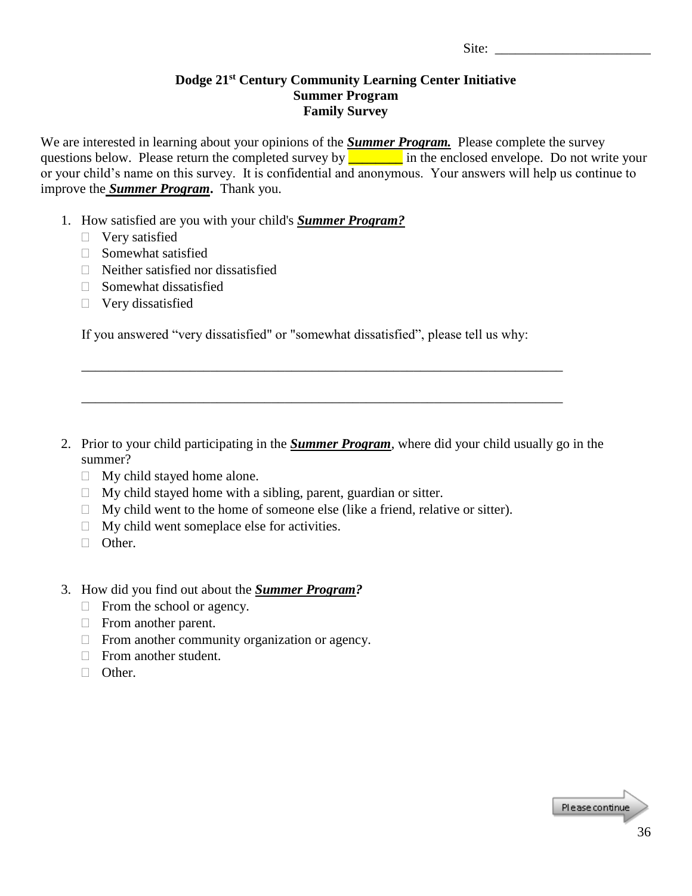Site: _______________________

**Dodge 21st Century Community Learning Center Initiative**
**Summer Program**
**Family Survey**

We are interested in learning about your opinions of the ***Summer Program.*** Please complete the survey questions below. Please return the completed survey by ________ in the enclosed envelope. Do not write your or your child's name on this survey. It is confidential and anonymous. Your answers will help us continue to improve the ***Summer Program***. Thank you.

1. How satisfied are you with your child's ***Summer Program?***
   - ☐ Very satisfied
   - ☐ Somewhat satisfied
   - ☐ Neither satisfied nor dissatisfied
   - ☐ Somewhat dissatisfied
   - ☐ Very dissatisfied

   If you answered "very dissatisfied" or "somewhat dissatisfied", please tell us why:

   ___________________________________________________________________________

   ___________________________________________________________________________

2. Prior to your child participating in the ***Summer Program***, where did your child usually go in the summer?
   - ☐ My child stayed home alone.
   - ☐ My child stayed home with a sibling, parent, guardian or sitter.
   - ☐ My child went to the home of someone else (like a friend, relative or sitter).
   - ☐ My child went someplace else for activities.
   - ☐ Other.

3. How did you find out about the ***Summer Program?***
   - ☐ From the school or agency.
   - ☐ From another parent.
   - ☐ From another community organization or agency.
   - ☐ From another student.
   - ☐ Other.

Please continue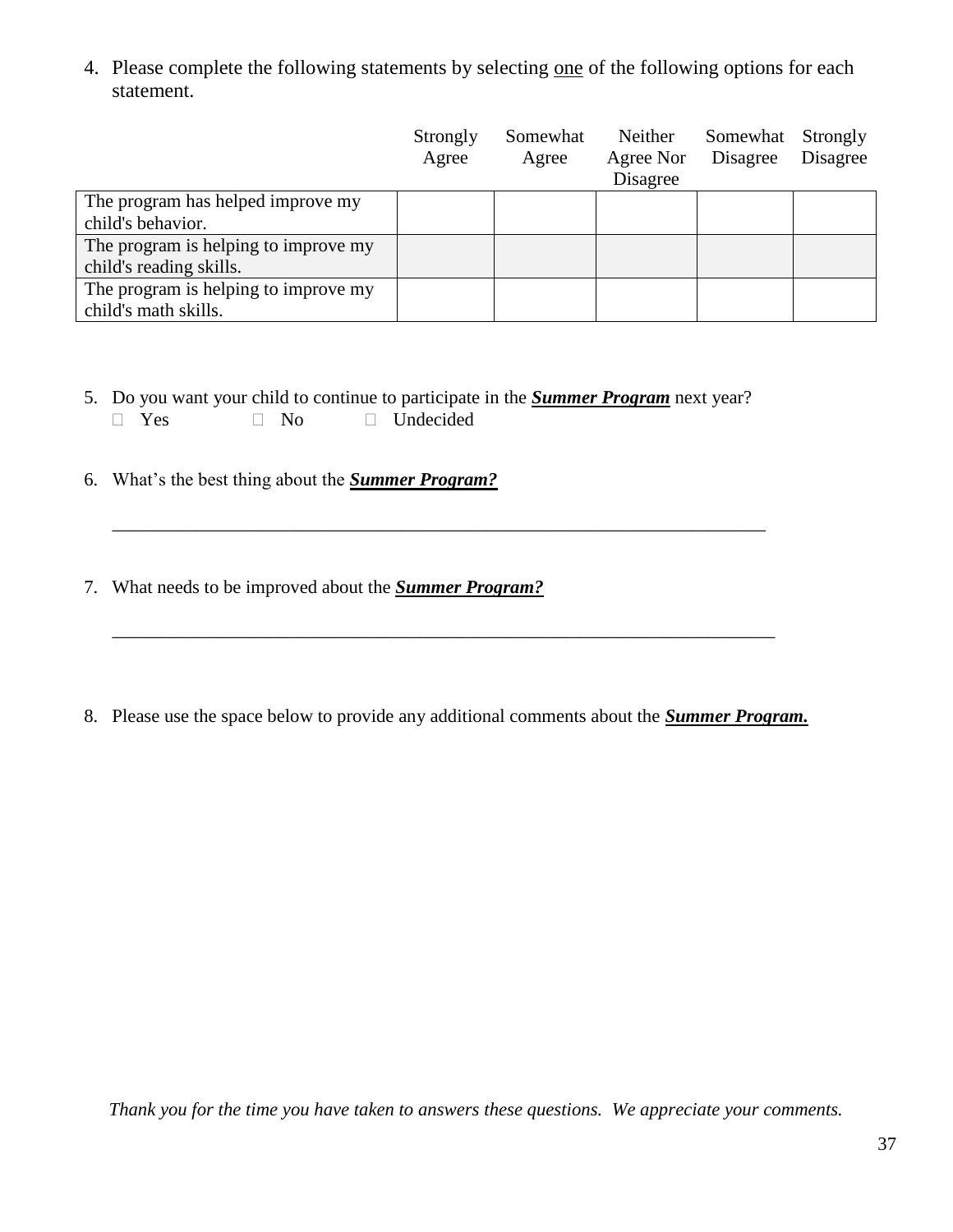4. Please complete the following statements by selecting <u>one</u> of the following options for each statement.

| | Strongly Agree | Somewhat Agree | Neither Agree Nor Disagree | Somewhat Disagree | Strongly Disagree |
|---|---|---|---|---|---|
| The program has helped improve my child's behavior. | | | | | |
| The program is helping to improve my child's reading skills. | | | | | |
| The program is helping to improve my child's math skills. | | | | | |

5. Do you want your child to continue to participate in the ***<u>Summer Program</u>*** next year?
   □ Yes □ No □ Undecided

6. What's the best thing about the ***<u>Summer Program?</u>***

   ___________________________________________________________________________

7. What needs to be improved about the ***<u>Summer Program?</u>***

   ___________________________________________________________________________

8. Please use the space below to provide any additional comments about the ***<u>Summer Program.</u>***

*Thank you for the time you have taken to answers these questions. We appreciate your comments.*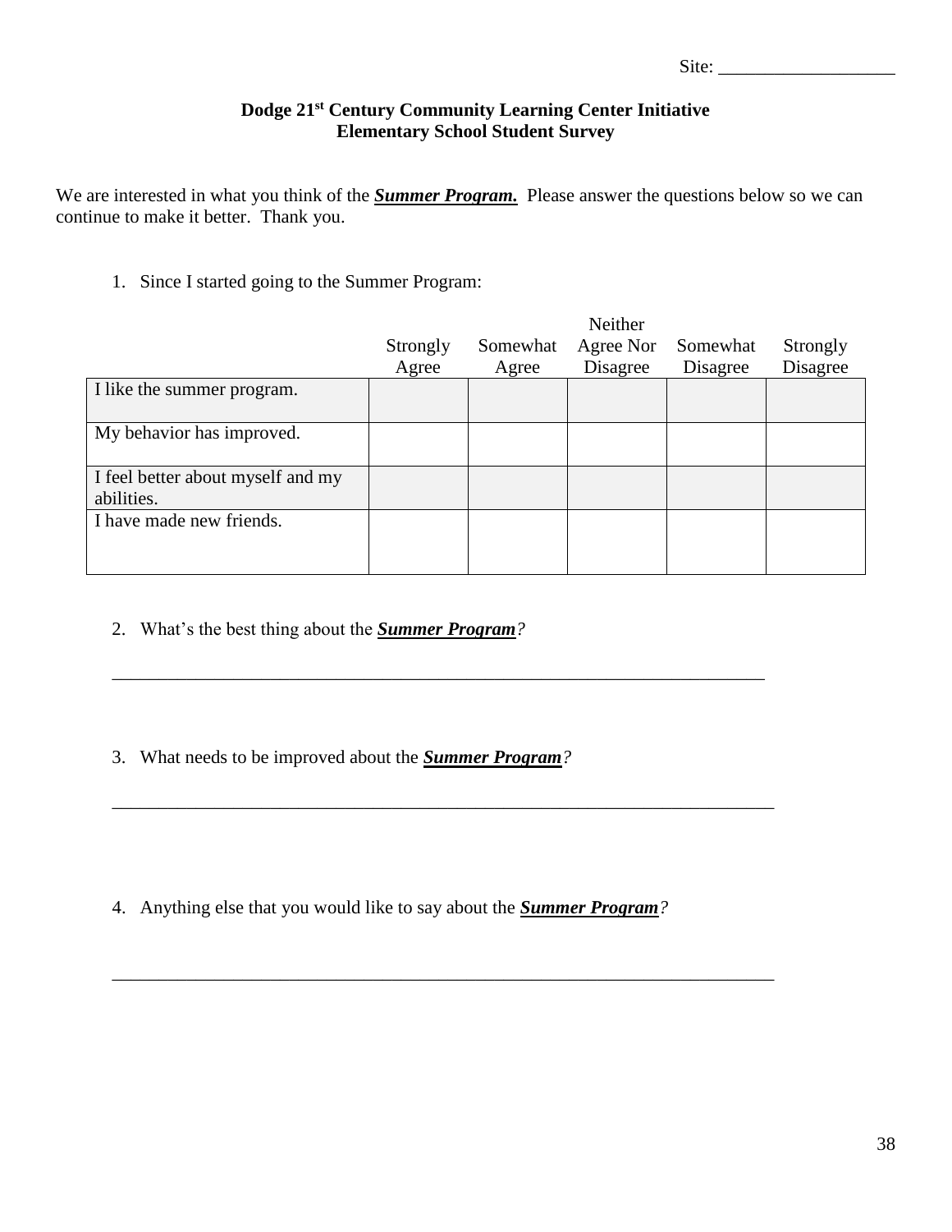Site: ___________________

**Dodge 21st Century Community Learning Center Initiative**
**Elementary School Student Survey**

We are interested in what you think of the ***Summer Program.*** Please answer the questions below so we can continue to make it better. Thank you.

1. Since I started going to the Summer Program:

| | Strongly Agree | Somewhat Agree | Neither Agree Nor Disagree | Somewhat Disagree | Strongly Disagree |
|---|---|---|---|---|---|
| I like the summer program. | | | | | |
| My behavior has improved. | | | | | |
| I feel better about myself and my abilities. | | | | | |
| I have made new friends. | | | | | |

2. What's the best thing about the ***Summer Program****?*

___________________________________________________________________________

3. What needs to be improved about the ***Summer Program****?*

___________________________________________________________________________

4. Anything else that you would like to say about the ***Summer Program****?*

___________________________________________________________________________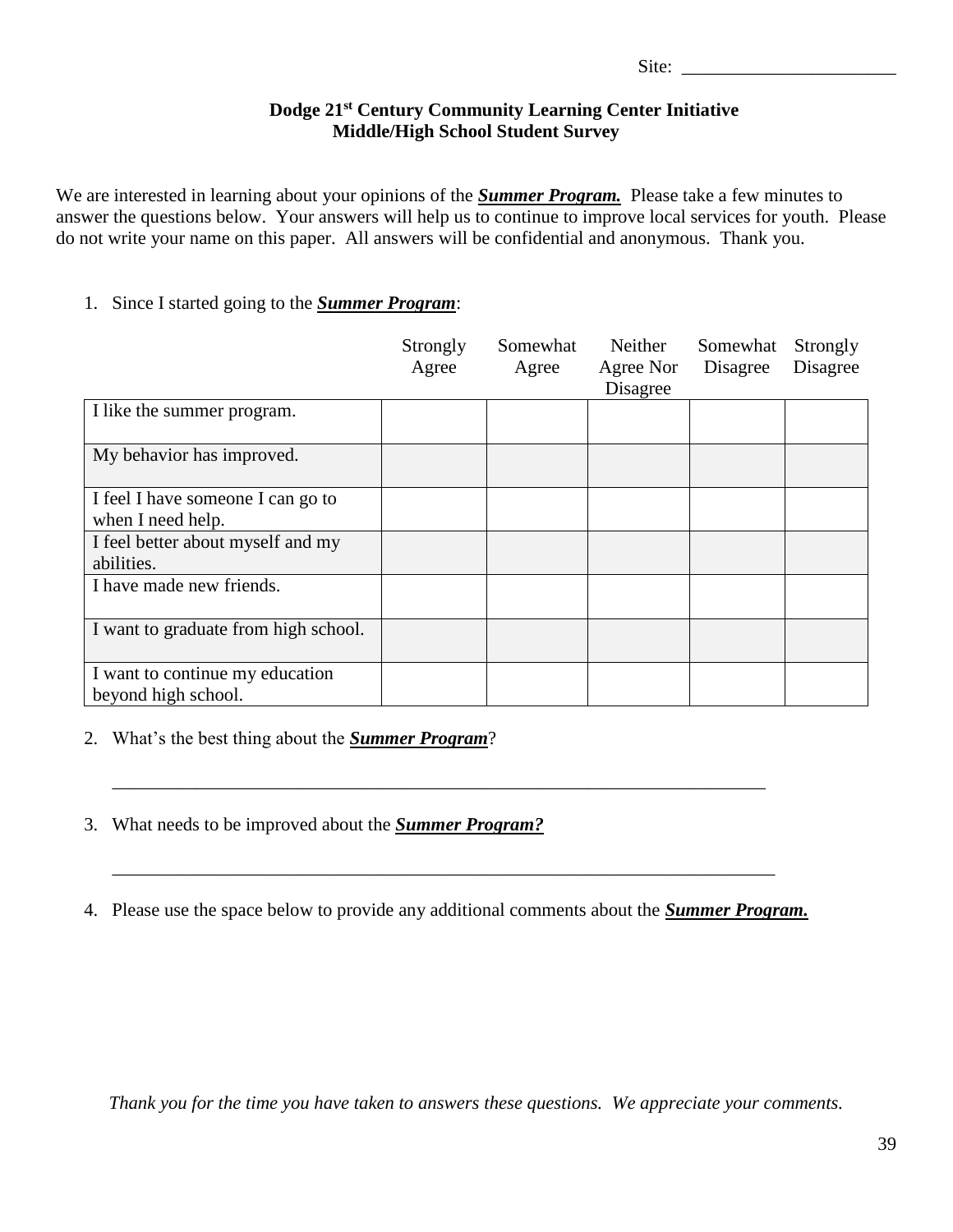Site: ______________________

**Dodge 21st Century Community Learning Center Initiative**
**Middle/High School Student Survey**

We are interested in learning about your opinions of the ***Summer Program.*** Please take a few minutes to answer the questions below. Your answers will help us to continue to improve local services for youth. Please do not write your name on this paper. All answers will be confidential and anonymous. Thank you.

1. Since I started going to the ***Summer Program***:

| | Strongly Agree | Somewhat Agree | Neither Agree Nor Disagree | Somewhat Disagree | Strongly Disagree |
|---|---|---|---|---|---|
| I like the summer program. | | | | | |
| My behavior has improved. | | | | | |
| I feel I have someone I can go to when I need help. | | | | | |
| I feel better about myself and my abilities. | | | | | |
| I have made new friends. | | | | | |
| I want to graduate from high school. | | | | | |
| I want to continue my education beyond high school. | | | | | |

2. What's the best thing about the ***Summer Program***?

   ________________________________________________________________________

3. What needs to be improved about the ***Summer Program?***

   ________________________________________________________________________

4. Please use the space below to provide any additional comments about the ***Summer Program.***

*Thank you for the time you have taken to answers these questions. We appreciate your comments.*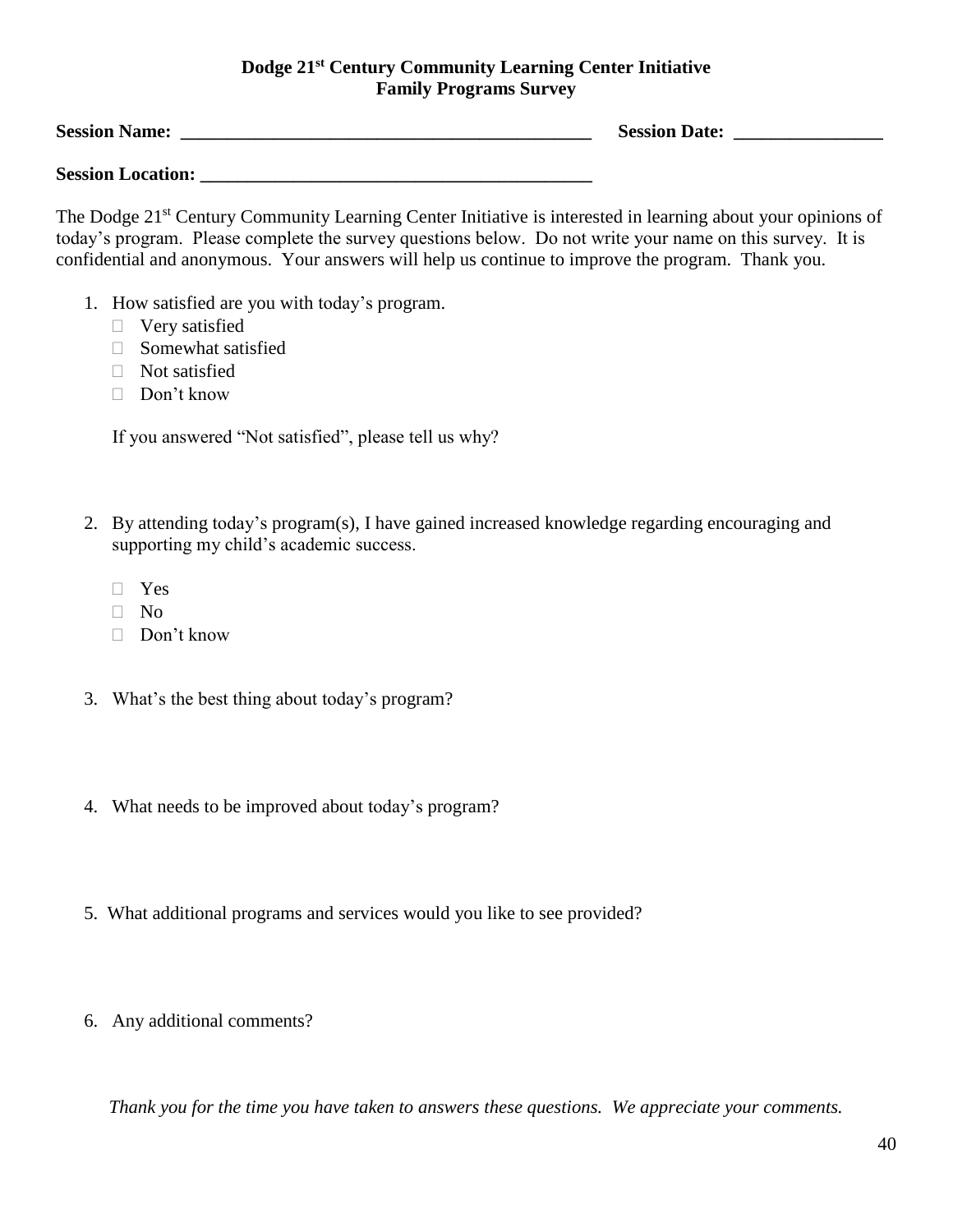**Dodge 21st Century Community Learning Center Initiative**
**Family Programs Survey**

**Session Name: ____________________________________________** **Session Date: ________________**

**Session Location: __________________________________________**

The Dodge 21st Century Community Learning Center Initiative is interested in learning about your opinions of today's program. Please complete the survey questions below. Do not write your name on this survey. It is confidential and anonymous. Your answers will help us continue to improve the program. Thank you.

1. How satisfied are you with today's program.
   - ☐ Very satisfied
   - ☐ Somewhat satisfied
   - ☐ Not satisfied
   - ☐ Don't know

   If you answered "Not satisfied", please tell us why?

2. By attending today's program(s), I have gained increased knowledge regarding encouraging and supporting my child's academic success.

   - ☐ Yes
   - ☐ No
   - ☐ Don't know

3. What's the best thing about today's program?

4. What needs to be improved about today's program?

5. What additional programs and services would you like to see provided?

6. Any additional comments?

*Thank you for the time you have taken to answers these questions. We appreciate your comments.*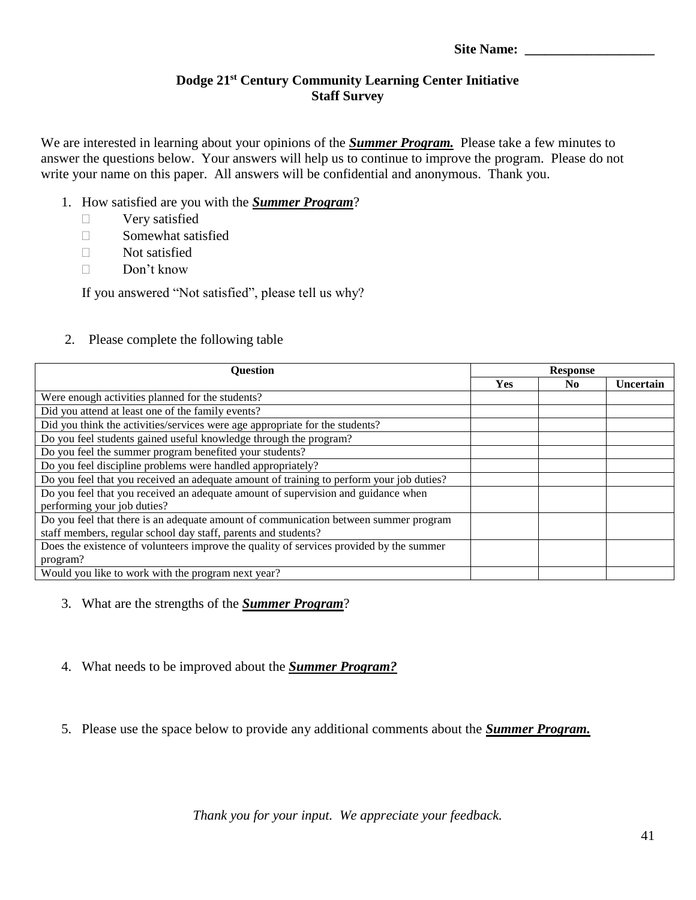Site Name: ___________________

## Dodge 21st Century Community Learning Center Initiative
## Staff Survey

We are interested in learning about your opinions of the ***Summer Program.*** Please take a few minutes to answer the questions below. Your answers will help us to continue to improve the program. Please do not write your name on this paper. All answers will be confidential and anonymous. Thank you.

1. How satisfied are you with the ***Summer Program***?
   - ☐ Very satisfied
   - ☐ Somewhat satisfied
   - ☐ Not satisfied
   - ☐ Don't know

   If you answered "Not satisfied", please tell us why?

2. Please complete the following table

| Question | Response | | |
|---|---|---|---|
| | Yes | No | Uncertain |
| Were enough activities planned for the students? | | | |
| Did you attend at least one of the family events? | | | |
| Did you think the activities/services were age appropriate for the students? | | | |
| Do you feel students gained useful knowledge through the program? | | | |
| Do you feel the summer program benefited your students? | | | |
| Do you feel discipline problems were handled appropriately? | | | |
| Do you feel that you received an adequate amount of training to perform your job duties? | | | |
| Do you feel that you received an adequate amount of supervision and guidance when performing your job duties? | | | |
| Do you feel that there is an adequate amount of communication between summer program staff members, regular school day staff, parents and students? | | | |
| Does the existence of volunteers improve the quality of services provided by the summer program? | | | |
| Would you like to work with the program next year? | | | |

3. What are the strengths of the ***Summer Program***?

4. What needs to be improved about the ***Summer Program?***

5. Please use the space below to provide any additional comments about the ***Summer Program.***

*Thank you for your input. We appreciate your feedback.*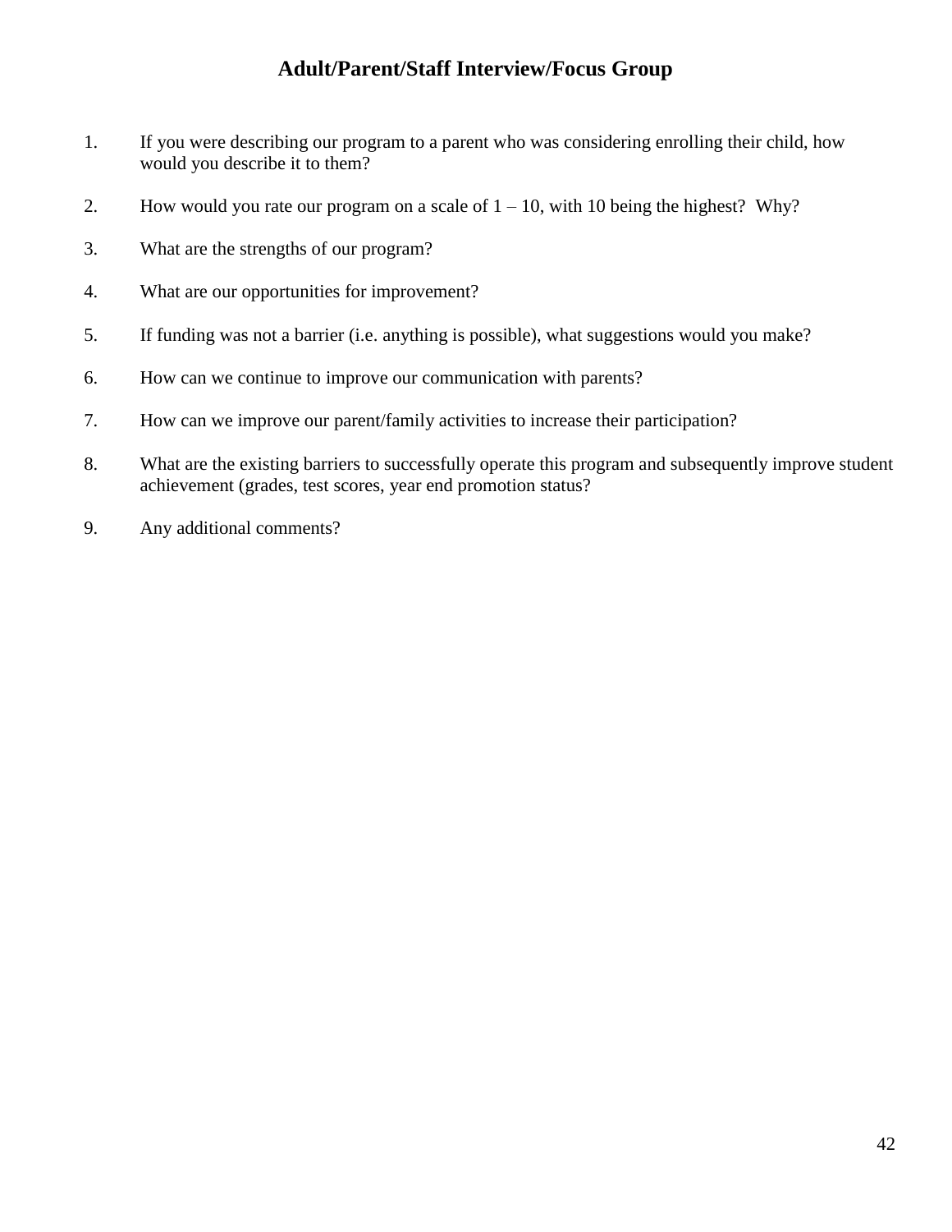# Adult/Parent/Staff Interview/Focus Group

1. If you were describing our program to a parent who was considering enrolling their child, how would you describe it to them?
2. How would you rate our program on a scale of 1 – 10, with 10 being the highest? Why?
3. What are the strengths of our program?
4. What are our opportunities for improvement?
5. If funding was not a barrier (i.e. anything is possible), what suggestions would you make?
6. How can we continue to improve our communication with parents?
7. How can we improve our parent/family activities to increase their participation?
8. What are the existing barriers to successfully operate this program and subsequently improve student achievement (grades, test scores, year end promotion status?
9. Any additional comments?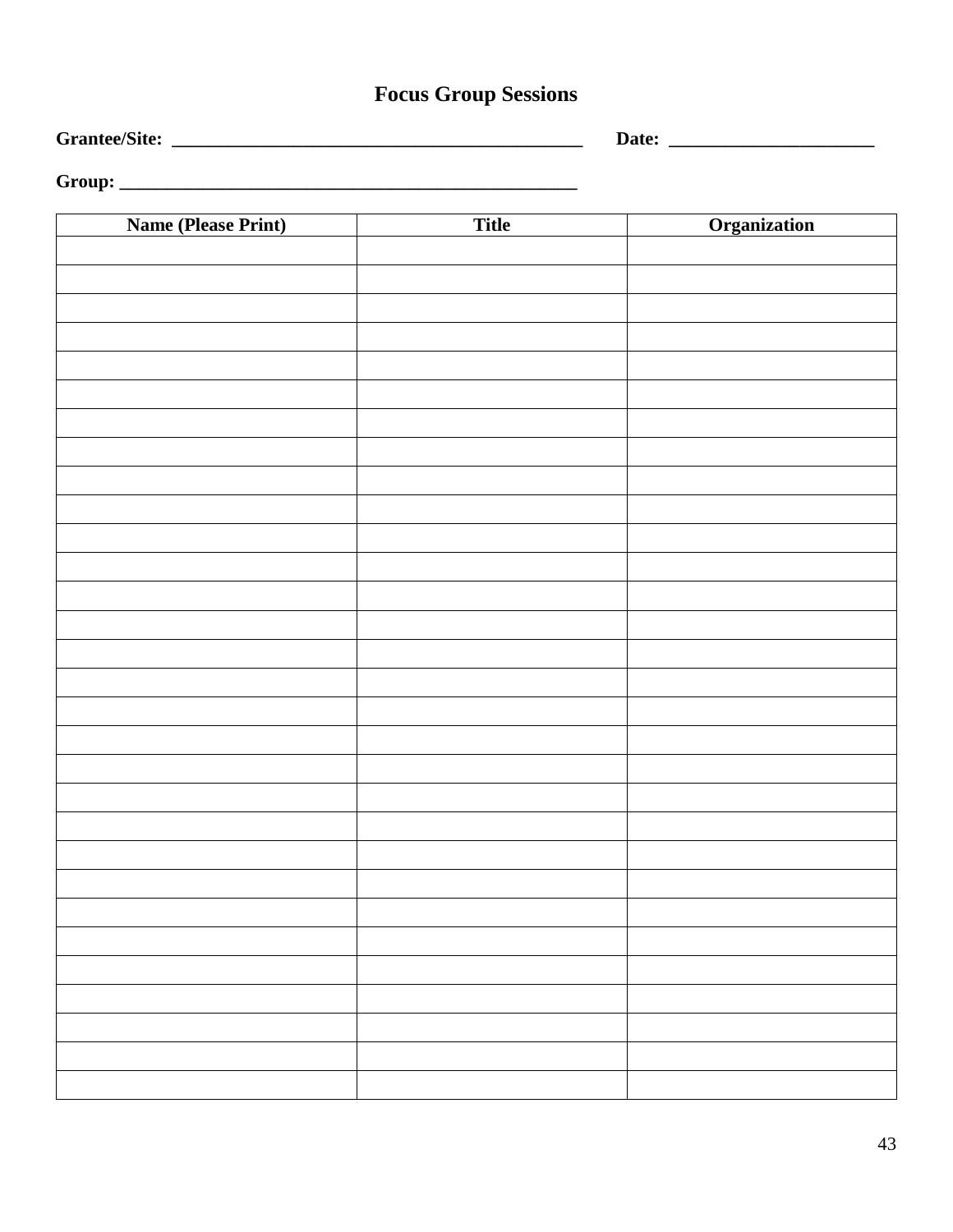## Focus Group Sessions

**Grantee/Site:** ____________________________________________ **Date:** ______________________

**Group:** __________________________________________________

| Name (Please Print) | Title | Organization |
|---|---|---|
| | | |
| | | |
| | | |
| | | |
| | | |
| | | |
| | | |
| | | |
| | | |
| | | |
| | | |
| | | |
| | | |
| | | |
| | | |
| | | |
| | | |
| | | |
| | | |
| | | |
| | | |
| | | |
| | | |
| | | |
| | | |
| | | |
| | | |
| | | |
| | | |
| | | |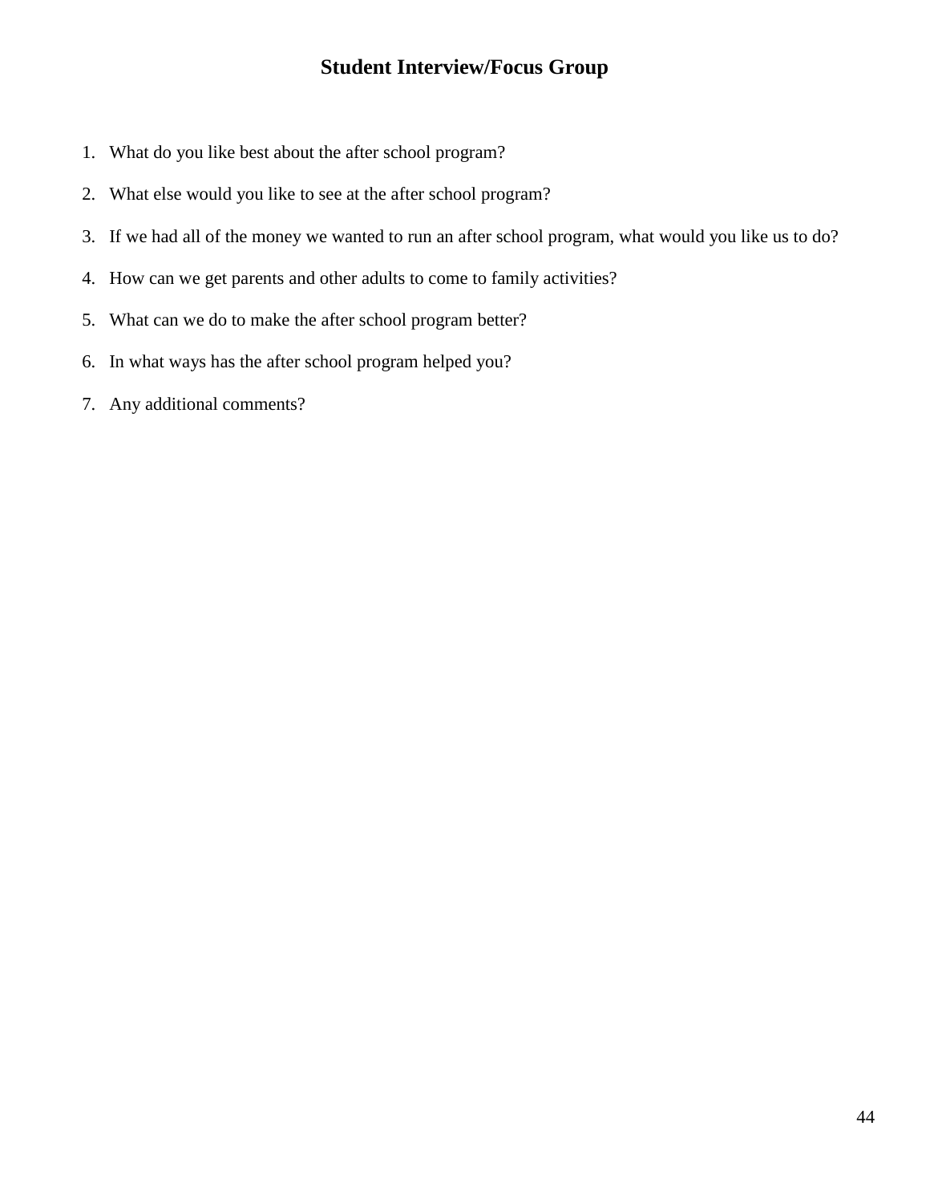## Student Interview/Focus Group

1. What do you like best about the after school program?
2. What else would you like to see at the after school program?
3. If we had all of the money we wanted to run an after school program, what would you like us to do?
4. How can we get parents and other adults to come to family activities?
5. What can we do to make the after school program better?
6. In what ways has the after school program helped you?
7. Any additional comments?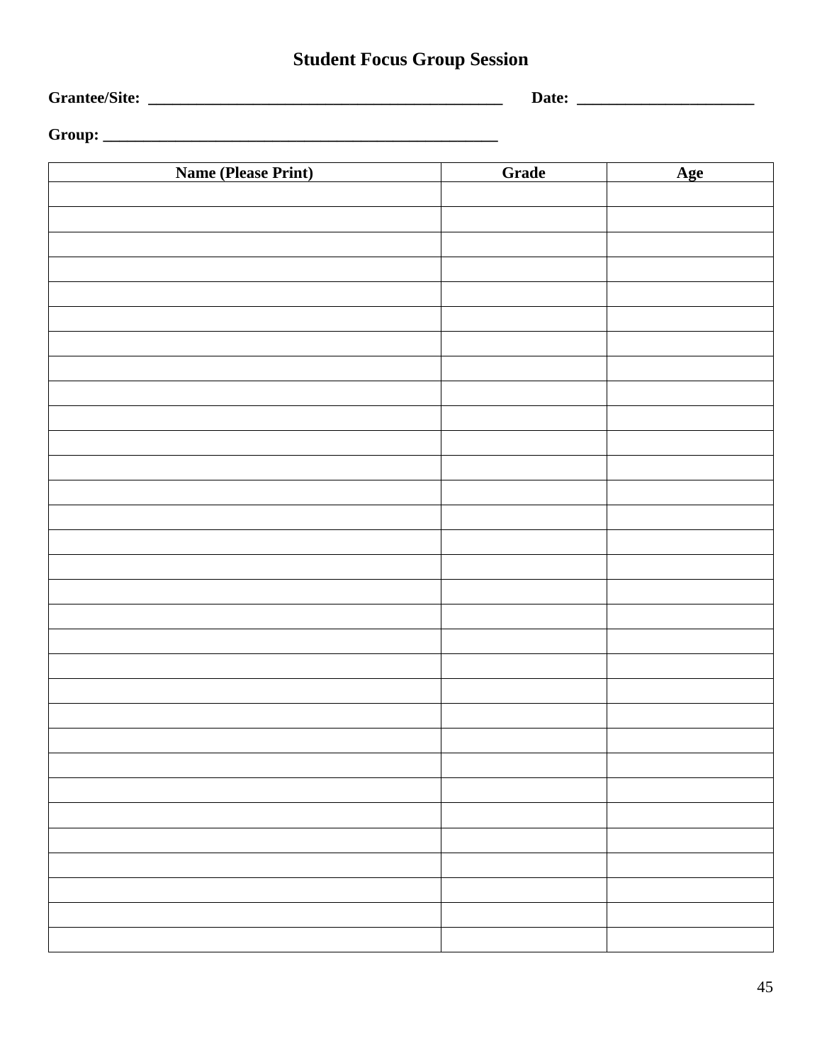**Student Focus Group Session**

**Grantee/Site: _____________________________________________ Date: ______________________**

**Group: ___________________________________________________**

| Name (Please Print) | Grade | Age |
|---|---|---|
| | | |
| | | |
| | | |
| | | |
| | | |
| | | |
| | | |
| | | |
| | | |
| | | |
| | | |
| | | |
| | | |
| | | |
| | | |
| | | |
| | | |
| | | |
| | | |
| | | |
| | | |
| | | |
| | | |
| | | |
| | | |
| | | |
| | | |
| | | |
| | | |
| | | |
| | | |